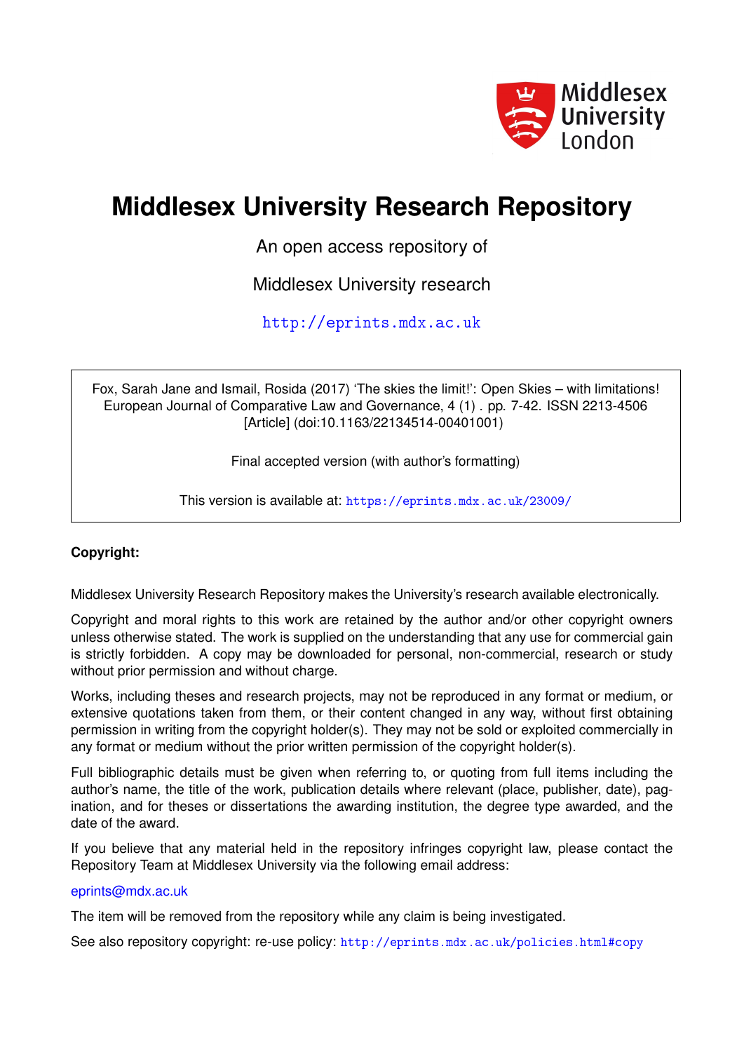# Middlesex University Research Repository

An open access repository of

Middlesex University research

http://eprints.mdx.ac.uk

Fox, Sarah Jane and Ismail, Rosida (2017) 'The skies the limit!': Open Skies – with limitations! European Journal of Comparative Law and Governance, 4 (1) . pp. 7-42. ISSN 2213-4506 [Article] (doi:10.1163/22134514-00401001)

Final accepted version (with author's formatting)

This version is available at: https://eprints.mdx.ac.uk/23009/

**Copyright:**

Middlesex University Research Repository makes the University's research available electronically.

Copyright and moral rights to this work are retained by the author and/or other copyright owners unless otherwise stated. The work is supplied on the understanding that any use for commercial gain is strictly forbidden. A copy may be downloaded for personal, non-commercial, research or study without prior permission and without charge.

Works, including theses and research projects, may not be reproduced in any format or medium, or extensive quotations taken from them, or their content changed in any way, without first obtaining permission in writing from the copyright holder(s). They may not be sold or exploited commercially in any format or medium without the prior written permission of the copyright holder(s).

Full bibliographic details must be given when referring to, or quoting from full items including the author's name, the title of the work, publication details where relevant (place, publisher, date), pagination, and for theses or dissertations the awarding institution, the degree type awarded, and the date of the award.

If you believe that any material held in the repository infringes copyright law, please contact the Repository Team at Middlesex University via the following email address:

eprints@mdx.ac.uk

The item will be removed from the repository while any claim is being investigated.

See also repository copyright: re-use policy: http://eprints.mdx.ac.uk/policies.html#copy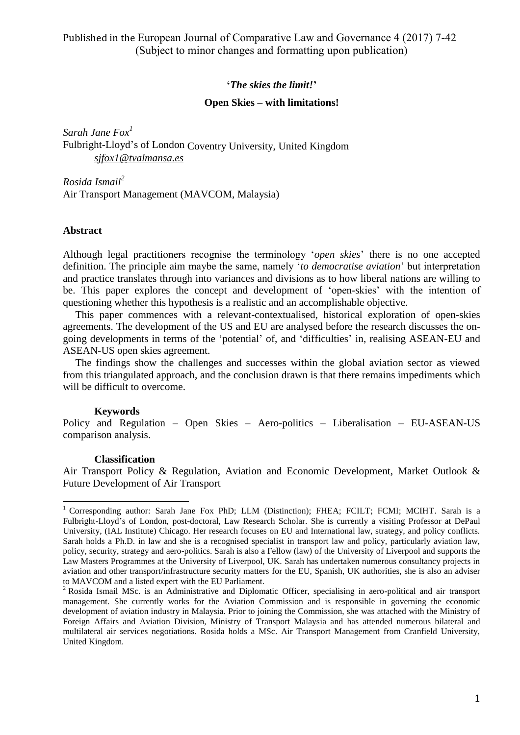Published in the European Journal of Comparative Law and Governance 4 (2017) 7-42
(Subject to minor changes and formatting upon publication)

**'*The skies the limit!*'**

**Open Skies – with limitations!**

*Sarah Jane Fox*[1]
Fulbright-Lloyd's of London Coventry University, United Kingdom
*sjfox1@tvalmansa.es*

*Rosida Ismail*[2]
Air Transport Management (MAVCOM, Malaysia)

## Abstract

Although legal practitioners recognise the terminology '*open skies*' there is no one accepted definition. The principle aim maybe the same, namely '*to democratise aviation*' but interpretation and practice translates through into variances and divisions as to how liberal nations are willing to be. This paper explores the concept and development of 'open-skies' with the intention of questioning whether this hypothesis is a realistic and an accomplishable objective.

This paper commences with a relevant-contextualised, historical exploration of open-skies agreements. The development of the US and EU are analysed before the research discusses the on-going developments in terms of the 'potential' of, and 'difficulties' in, realising ASEAN-EU and ASEAN-US open skies agreement.

The findings show the challenges and successes within the global aviation sector as viewed from this triangulated approach, and the conclusion drawn is that there remains impediments which will be difficult to overcome.

**Keywords**

Policy and Regulation – Open Skies – Aero-politics – Liberalisation – EU-ASEAN-US comparison analysis.

**Classification**

Air Transport Policy & Regulation, Aviation and Economic Development, Market Outlook & Future Development of Air Transport

---

[1] Corresponding author: Sarah Jane Fox PhD; LLM (Distinction); FHEA; FCILT; FCMI; MCIHT. Sarah is a Fulbright-Lloyd's of London, post-doctoral, Law Research Scholar. She is currently a visiting Professor at DePaul University, (IAL Institute) Chicago. Her research focuses on EU and International law, strategy, and policy conflicts. Sarah holds a Ph.D. in law and she is a recognised specialist in transport law and policy, particularly aviation law, policy, security, strategy and aero-politics. Sarah is also a Fellow (law) of the University of Liverpool and supports the Law Masters Programmes at the University of Liverpool, UK. Sarah has undertaken numerous consultancy projects in aviation and other transport/infrastructure security matters for the EU, Spanish, UK authorities, she is also an adviser to MAVCOM and a listed expert with the EU Parliament.

[2] Rosida Ismail MSc. is an Administrative and Diplomatic Officer, specialising in aero-political and air transport management. She currently works for the Aviation Commission and is responsible in governing the economic development of aviation industry in Malaysia. Prior to joining the Commission, she was attached with the Ministry of Foreign Affairs and Aviation Division, Ministry of Transport Malaysia and has attended numerous bilateral and multilateral air services negotiations. Rosida holds a MSc. Air Transport Management from Cranfield University, United Kingdom.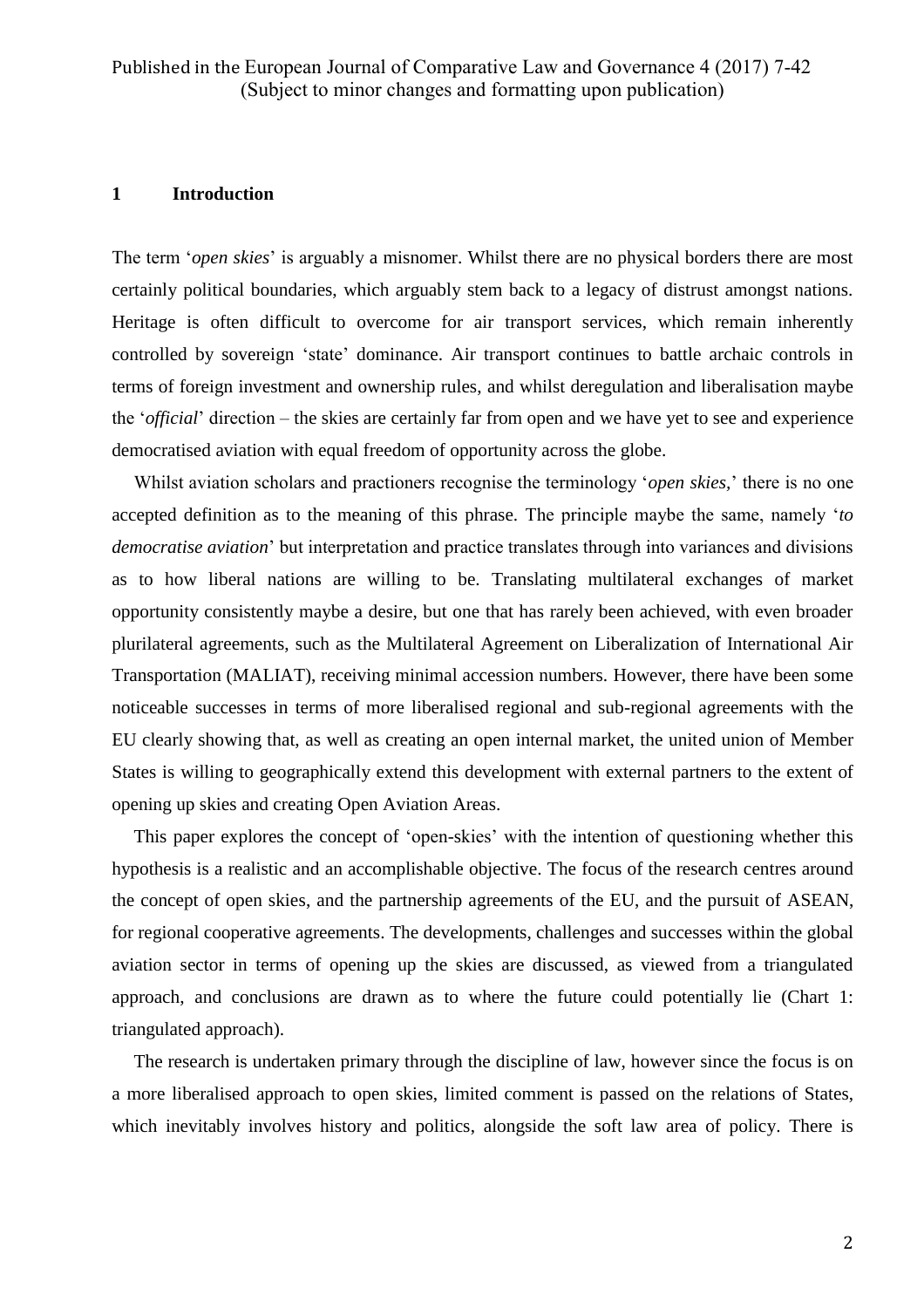## 1 Introduction

The term '*open skies*' is arguably a misnomer. Whilst there are no physical borders there are most certainly political boundaries, which arguably stem back to a legacy of distrust amongst nations. Heritage is often difficult to overcome for air transport services, which remain inherently controlled by sovereign 'state' dominance. Air transport continues to battle archaic controls in terms of foreign investment and ownership rules, and whilst deregulation and liberalisation maybe the '*official*' direction – the skies are certainly far from open and we have yet to see and experience democratised aviation with equal freedom of opportunity across the globe.

Whilst aviation scholars and practioners recognise the terminology '*open skies,*' there is no one accepted definition as to the meaning of this phrase. The principle maybe the same, namely '*to democratise aviation*' but interpretation and practice translates through into variances and divisions as to how liberal nations are willing to be. Translating multilateral exchanges of market opportunity consistently maybe a desire, but one that has rarely been achieved, with even broader plurilateral agreements, such as the Multilateral Agreement on Liberalization of International Air Transportation (MALIAT), receiving minimal accession numbers. However, there have been some noticeable successes in terms of more liberalised regional and sub-regional agreements with the EU clearly showing that, as well as creating an open internal market, the united union of Member States is willing to geographically extend this development with external partners to the extent of opening up skies and creating Open Aviation Areas.

This paper explores the concept of 'open-skies' with the intention of questioning whether this hypothesis is a realistic and an accomplishable objective. The focus of the research centres around the concept of open skies, and the partnership agreements of the EU, and the pursuit of ASEAN, for regional cooperative agreements. The developments, challenges and successes within the global aviation sector in terms of opening up the skies are discussed, as viewed from a triangulated approach, and conclusions are drawn as to where the future could potentially lie (Chart 1: triangulated approach).

The research is undertaken primary through the discipline of law, however since the focus is on a more liberalised approach to open skies, limited comment is passed on the relations of States, which inevitably involves history and politics, alongside the soft law area of policy. There is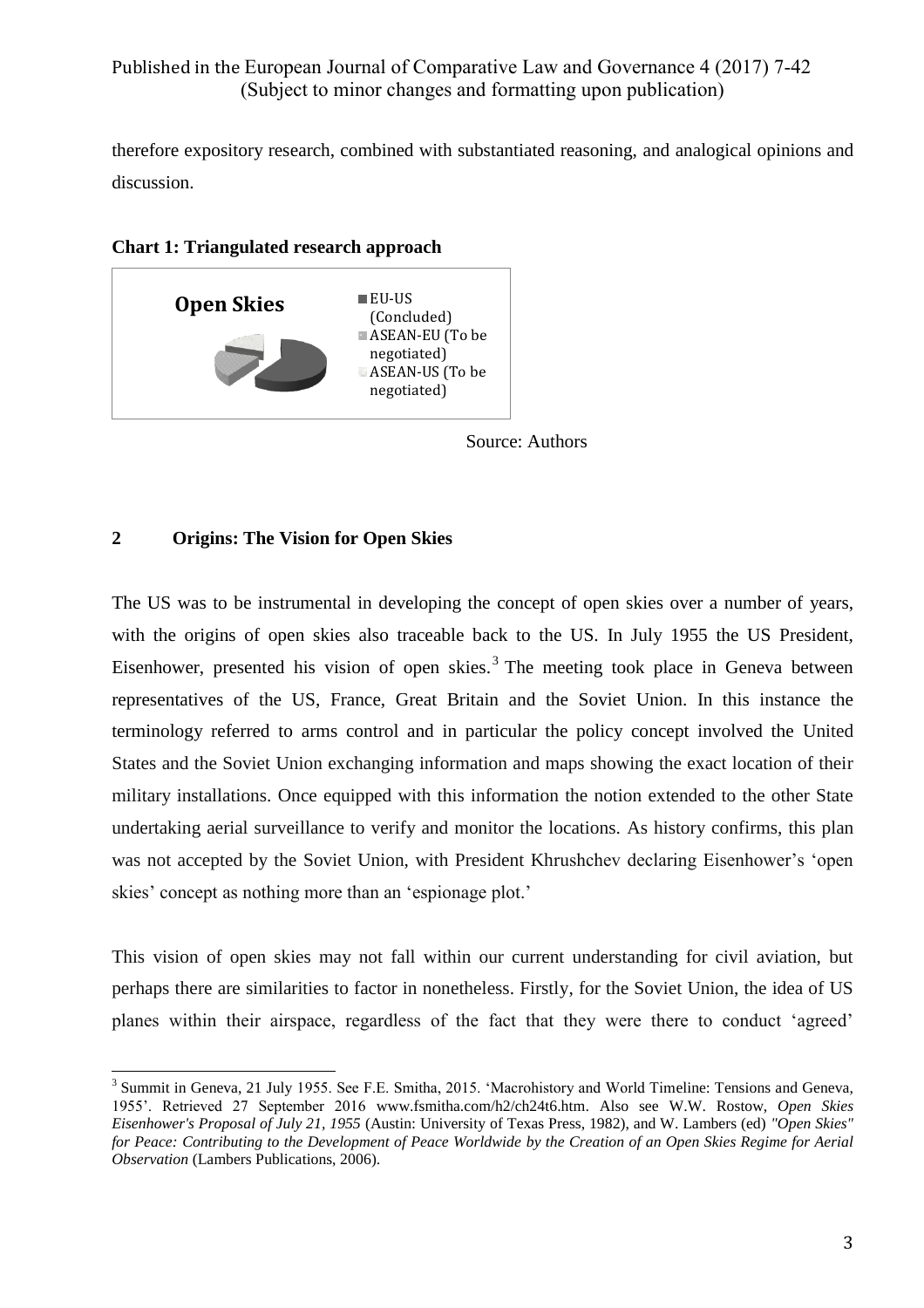therefore expository research, combined with substantiated reasoning, and analogical opinions and discussion.

**Chart 1: Triangulated research approach**

**Open Skies**

- EU-US (Concluded)
- ASEAN-EU (To be negotiated)
- ASEAN-US (To be negotiated)

Source: Authors

## 2 Origins: The Vision for Open Skies

The US was to be instrumental in developing the concept of open skies over a number of years, with the origins of open skies also traceable back to the US. In July 1955 the US President, Eisenhower, presented his vision of open skies.[3] The meeting took place in Geneva between representatives of the US, France, Great Britain and the Soviet Union. In this instance the terminology referred to arms control and in particular the policy concept involved the United States and the Soviet Union exchanging information and maps showing the exact location of their military installations. Once equipped with this information the notion extended to the other State undertaking aerial surveillance to verify and monitor the locations. As history confirms, this plan was not accepted by the Soviet Union, with President Khrushchev declaring Eisenhower's 'open skies' concept as nothing more than an 'espionage plot.'

This vision of open skies may not fall within our current understanding for civil aviation, but perhaps there are similarities to factor in nonetheless. Firstly, for the Soviet Union, the idea of US planes within their airspace, regardless of the fact that they were there to conduct 'agreed'

[3] Summit in Geneva, 21 July 1955. See F.E. Smitha, 2015. 'Macrohistory and World Timeline: Tensions and Geneva, 1955'. Retrieved 27 September 2016 www.fsmitha.com/h2/ch24t6.htm. Also see W.W. Rostow, *Open Skies Eisenhower's Proposal of July 21, 1955* (Austin: University of Texas Press, 1982), and W. Lambers (ed) *"Open Skies" for Peace: Contributing to the Development of Peace Worldwide by the Creation of an Open Skies Regime for Aerial Observation* (Lambers Publications, 2006).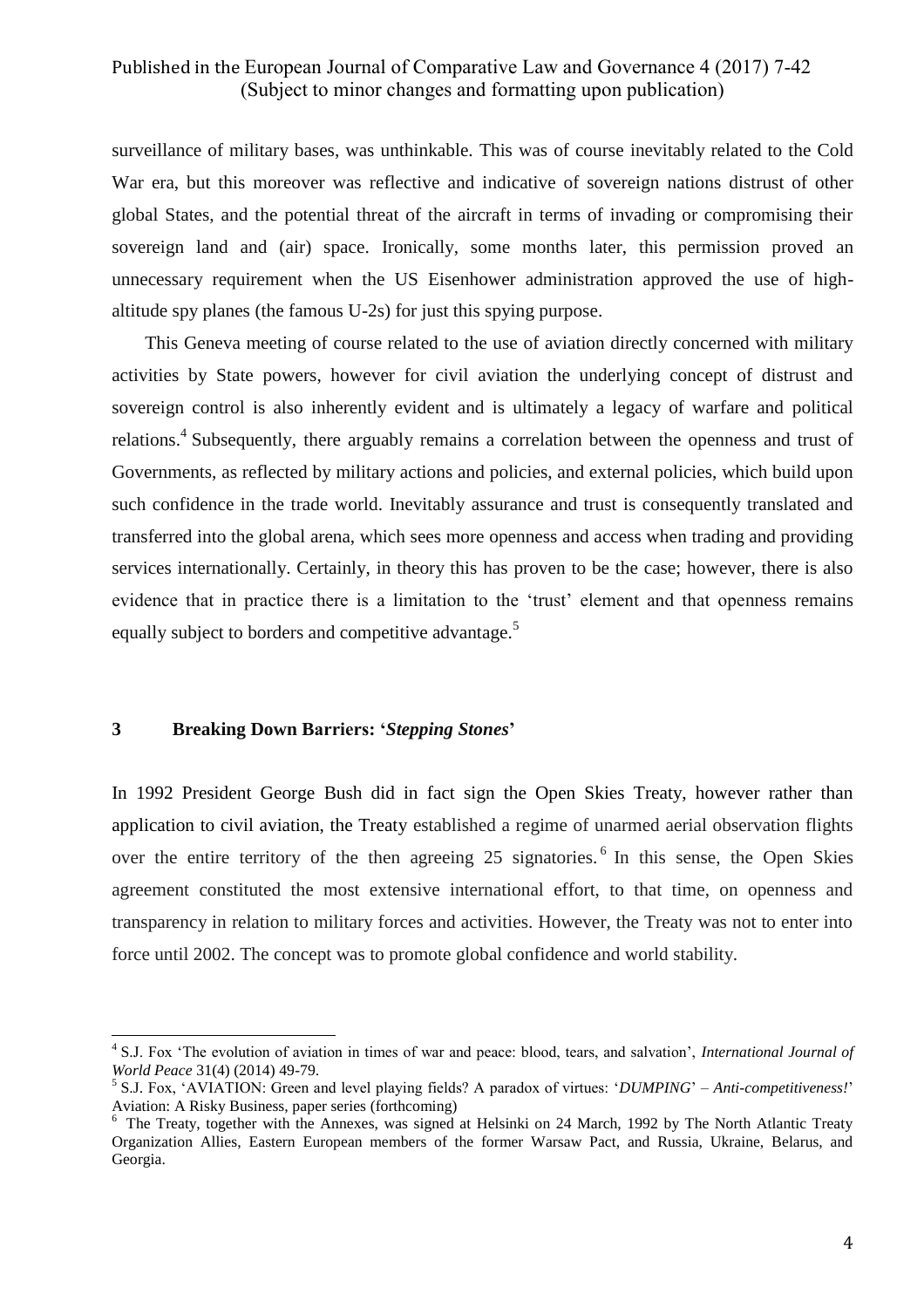surveillance of military bases, was unthinkable. This was of course inevitably related to the Cold War era, but this moreover was reflective and indicative of sovereign nations distrust of other global States, and the potential threat of the aircraft in terms of invading or compromising their sovereign land and (air) space. Ironically, some months later, this permission proved an unnecessary requirement when the US Eisenhower administration approved the use of high-altitude spy planes (the famous U-2s) for just this spying purpose.

This Geneva meeting of course related to the use of aviation directly concerned with military activities by State powers, however for civil aviation the underlying concept of distrust and sovereign control is also inherently evident and is ultimately a legacy of warfare and political relations.[4] Subsequently, there arguably remains a correlation between the openness and trust of Governments, as reflected by military actions and policies, and external policies, which build upon such confidence in the trade world. Inevitably assurance and trust is consequently translated and transferred into the global arena, which sees more openness and access when trading and providing services internationally. Certainly, in theory this has proven to be the case; however, there is also evidence that in practice there is a limitation to the 'trust' element and that openness remains equally subject to borders and competitive advantage.[5]

## 3 Breaking Down Barriers: '*Stepping Stones*'

In 1992 President George Bush did in fact sign the Open Skies Treaty, however rather than application to civil aviation, the Treaty established a regime of unarmed aerial observation flights over the entire territory of the then agreeing 25 signatories.[6] In this sense, the Open Skies agreement constituted the most extensive international effort, to that time, on openness and transparency in relation to military forces and activities. However, the Treaty was not to enter into force until 2002. The concept was to promote global confidence and world stability.

---

[4] S.J. Fox 'The evolution of aviation in times of war and peace: blood, tears, and salvation', *International Journal of World Peace* 31(4) (2014) 49-79.

[5] S.J. Fox, 'AVIATION: Green and level playing fields? A paradox of virtues: '*DUMPING*' – *Anti-competitiveness!*' Aviation: A Risky Business, paper series (forthcoming)

[6] The Treaty, together with the Annexes, was signed at Helsinki on 24 March, 1992 by The North Atlantic Treaty Organization Allies, Eastern European members of the former Warsaw Pact, and Russia, Ukraine, Belarus, and Georgia.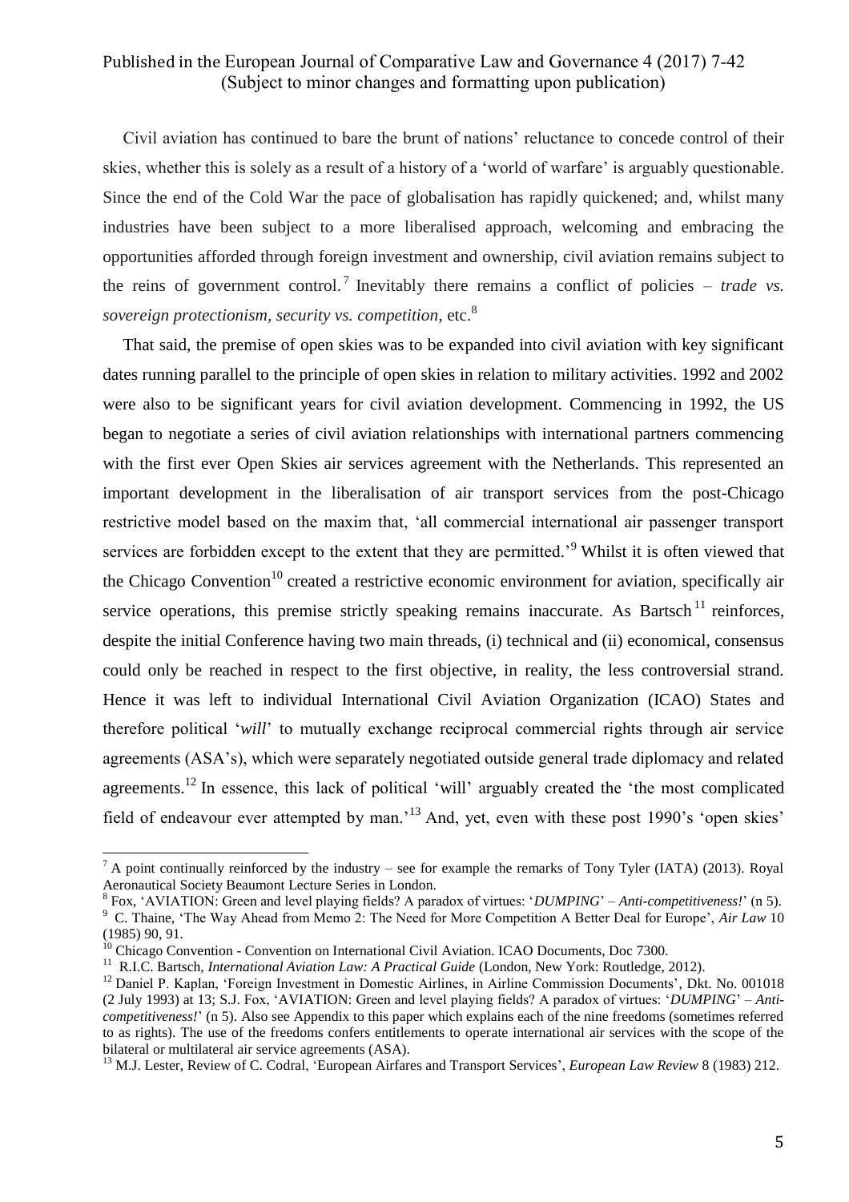Civil aviation has continued to bare the brunt of nations' reluctance to concede control of their skies, whether this is solely as a result of a history of a 'world of warfare' is arguably questionable. Since the end of the Cold War the pace of globalisation has rapidly quickened; and, whilst many industries have been subject to a more liberalised approach, welcoming and embracing the opportunities afforded through foreign investment and ownership, civil aviation remains subject to the reins of government control.[7] Inevitably there remains a conflict of policies – *trade vs. sovereign protectionism, security vs. competition*, etc.[8]

That said, the premise of open skies was to be expanded into civil aviation with key significant dates running parallel to the principle of open skies in relation to military activities. 1992 and 2002 were also to be significant years for civil aviation development. Commencing in 1992, the US began to negotiate a series of civil aviation relationships with international partners commencing with the first ever Open Skies air services agreement with the Netherlands. This represented an important development in the liberalisation of air transport services from the post-Chicago restrictive model based on the maxim that, 'all commercial international air passenger transport services are forbidden except to the extent that they are permitted.'[9] Whilst it is often viewed that the Chicago Convention[10] created a restrictive economic environment for aviation, specifically air service operations, this premise strictly speaking remains inaccurate. As Bartsch[11] reinforces, despite the initial Conference having two main threads, (i) technical and (ii) economical, consensus could only be reached in respect to the first objective, in reality, the less controversial strand. Hence it was left to individual International Civil Aviation Organization (ICAO) States and therefore political '*will*' to mutually exchange reciprocal commercial rights through air service agreements (ASA's), which were separately negotiated outside general trade diplomacy and related agreements.[12] In essence, this lack of political 'will' arguably created the 'the most complicated field of endeavour ever attempted by man.'[13] And, yet, even with these post 1990's 'open skies'

---

[7] A point continually reinforced by the industry – see for example the remarks of Tony Tyler (IATA) (2013). Royal Aeronautical Society Beaumont Lecture Series in London.

[8] Fox, 'AVIATION: Green and level playing fields? A paradox of virtues: '*DUMPING*' – *Anti-competitiveness!*' (n 5).

[9] C. Thaine, 'The Way Ahead from Memo 2: The Need for More Competition A Better Deal for Europe', *Air Law* 10 (1985) 90, 91.

[10] Chicago Convention - Convention on International Civil Aviation. ICAO Documents, Doc 7300.

[11] R.I.C. Bartsch, *International Aviation Law: A Practical Guide* (London, New York: Routledge, 2012).

[12] Daniel P. Kaplan, 'Foreign Investment in Domestic Airlines, in Airline Commission Documents', Dkt. No. 001018 (2 July 1993) at 13; S.J. Fox, 'AVIATION: Green and level playing fields? A paradox of virtues: '*DUMPING*' – *Anti-competitiveness!*' (n 5). Also see Appendix to this paper which explains each of the nine freedoms (sometimes referred to as rights). The use of the freedoms confers entitlements to operate international air services with the scope of the bilateral or multilateral air service agreements (ASA).

[13] M.J. Lester, Review of C. Codral, 'European Airfares and Transport Services', *European Law Review* 8 (1983) 212.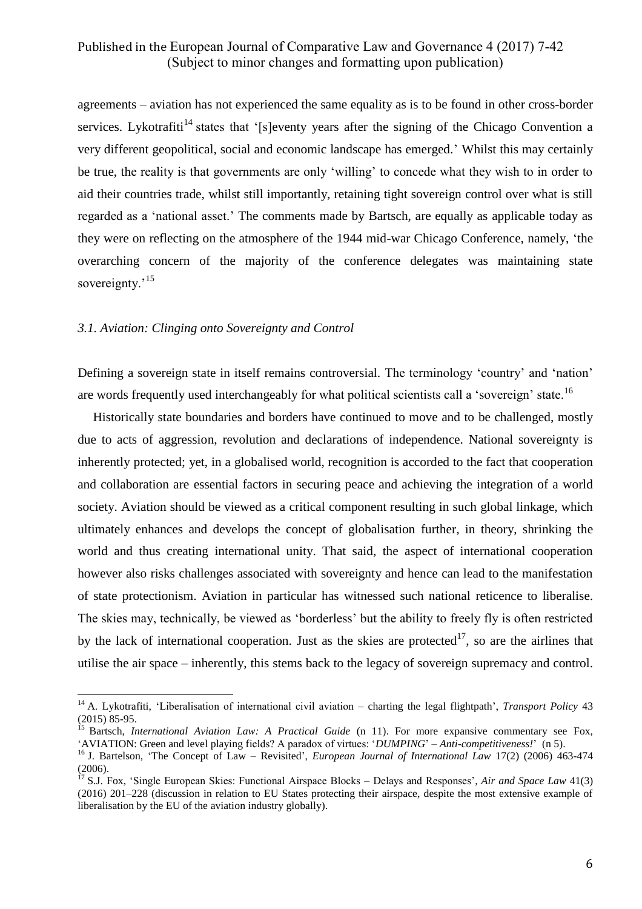agreements – aviation has not experienced the same equality as is to be found in other cross-border services. Lykotrafiti[14] states that '[s]eventy years after the signing of the Chicago Convention a very different geopolitical, social and economic landscape has emerged.' Whilst this may certainly be true, the reality is that governments are only 'willing' to concede what they wish to in order to aid their countries trade, whilst still importantly, retaining tight sovereign control over what is still regarded as a 'national asset.' The comments made by Bartsch, are equally as applicable today as they were on reflecting on the atmosphere of the 1944 mid-war Chicago Conference, namely, 'the overarching concern of the majority of the conference delegates was maintaining state sovereignty.'[15]

### *3.1. Aviation: Clinging onto Sovereignty and Control*

Defining a sovereign state in itself remains controversial. The terminology 'country' and 'nation' are words frequently used interchangeably for what political scientists call a 'sovereign' state.[16]

Historically state boundaries and borders have continued to move and to be challenged, mostly due to acts of aggression, revolution and declarations of independence. National sovereignty is inherently protected; yet, in a globalised world, recognition is accorded to the fact that cooperation and collaboration are essential factors in securing peace and achieving the integration of a world society. Aviation should be viewed as a critical component resulting in such global linkage, which ultimately enhances and develops the concept of globalisation further, in theory, shrinking the world and thus creating international unity. That said, the aspect of international cooperation however also risks challenges associated with sovereignty and hence can lead to the manifestation of state protectionism. Aviation in particular has witnessed such national reticence to liberalise. The skies may, technically, be viewed as 'borderless' but the ability to freely fly is often restricted by the lack of international cooperation. Just as the skies are protected[17], so are the airlines that utilise the air space – inherently, this stems back to the legacy of sovereign supremacy and control.

---

[14] A. Lykotrafiti, 'Liberalisation of international civil aviation – charting the legal flightpath', *Transport Policy* 43 (2015) 85-95.

[15] Bartsch, *International Aviation Law: A Practical Guide* (n 11). For more expansive commentary see Fox, 'AVIATION: Green and level playing fields? A paradox of virtues: '*DUMPING*' – *Anti-competitiveness!*' (n 5).

[16] J. Bartelson, 'The Concept of Law – Revisited', *European Journal of International Law* 17(2) (2006) 463-474 (2006).

[17] S.J. Fox, 'Single European Skies: Functional Airspace Blocks – Delays and Responses', *Air and Space Law* 41(3) (2016) 201–228 (discussion in relation to EU States protecting their airspace, despite the most extensive example of liberalisation by the EU of the aviation industry globally).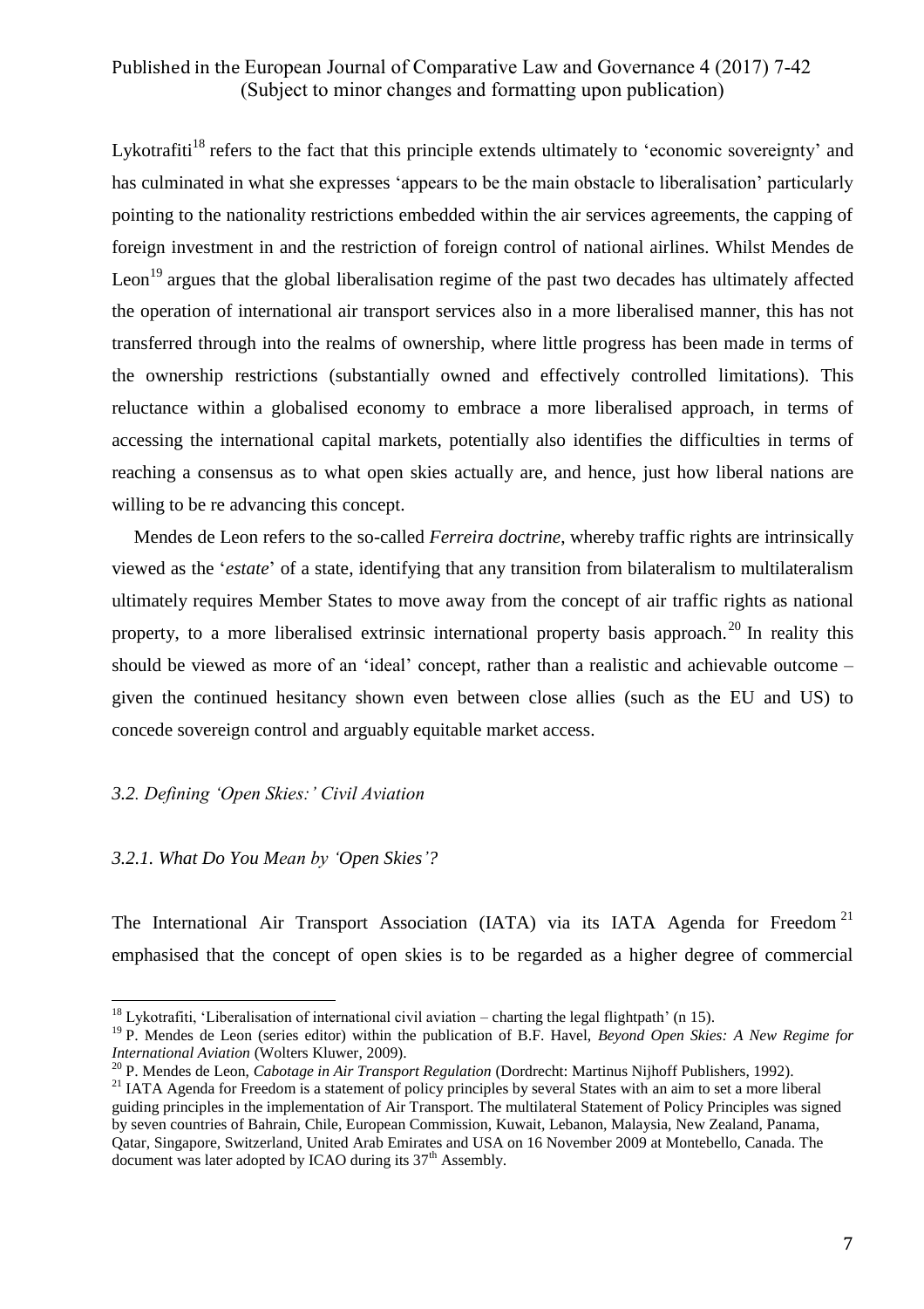Lykotrafiti[18] refers to the fact that this principle extends ultimately to 'economic sovereignty' and has culminated in what she expresses 'appears to be the main obstacle to liberalisation' particularly pointing to the nationality restrictions embedded within the air services agreements, the capping of foreign investment in and the restriction of foreign control of national airlines. Whilst Mendes de Leon[19] argues that the global liberalisation regime of the past two decades has ultimately affected the operation of international air transport services also in a more liberalised manner, this has not transferred through into the realms of ownership, where little progress has been made in terms of the ownership restrictions (substantially owned and effectively controlled limitations). This reluctance within a globalised economy to embrace a more liberalised approach, in terms of accessing the international capital markets, potentially also identifies the difficulties in terms of reaching a consensus as to what open skies actually are, and hence, just how liberal nations are willing to be re advancing this concept.

Mendes de Leon refers to the so-called *Ferreira doctrine*, whereby traffic rights are intrinsically viewed as the '*estate*' of a state, identifying that any transition from bilateralism to multilateralism ultimately requires Member States to move away from the concept of air traffic rights as national property, to a more liberalised extrinsic international property basis approach.[20] In reality this should be viewed as more of an 'ideal' concept, rather than a realistic and achievable outcome – given the continued hesitancy shown even between close allies (such as the EU and US) to concede sovereign control and arguably equitable market access.

### *3.2. Defining 'Open Skies:' Civil Aviation*

#### *3.2.1. What Do You Mean by 'Open Skies'?*

The International Air Transport Association (IATA) via its IATA Agenda for Freedom[21] emphasised that the concept of open skies is to be regarded as a higher degree of commercial

---

[18] Lykotrafiti, 'Liberalisation of international civil aviation – charting the legal flightpath' (n 15).

[19] P. Mendes de Leon (series editor) within the publication of B.F. Havel, *Beyond Open Skies: A New Regime for International Aviation* (Wolters Kluwer, 2009).

[20] P. Mendes de Leon, *Cabotage in Air Transport Regulation* (Dordrecht: Martinus Nijhoff Publishers, 1992).

[21] IATA Agenda for Freedom is a statement of policy principles by several States with an aim to set a more liberal guiding principles in the implementation of Air Transport. The multilateral Statement of Policy Principles was signed by seven countries of Bahrain, Chile, European Commission, Kuwait, Lebanon, Malaysia, New Zealand, Panama, Qatar, Singapore, Switzerland, United Arab Emirates and USA on 16 November 2009 at Montebello, Canada. The document was later adopted by ICAO during its 37th Assembly.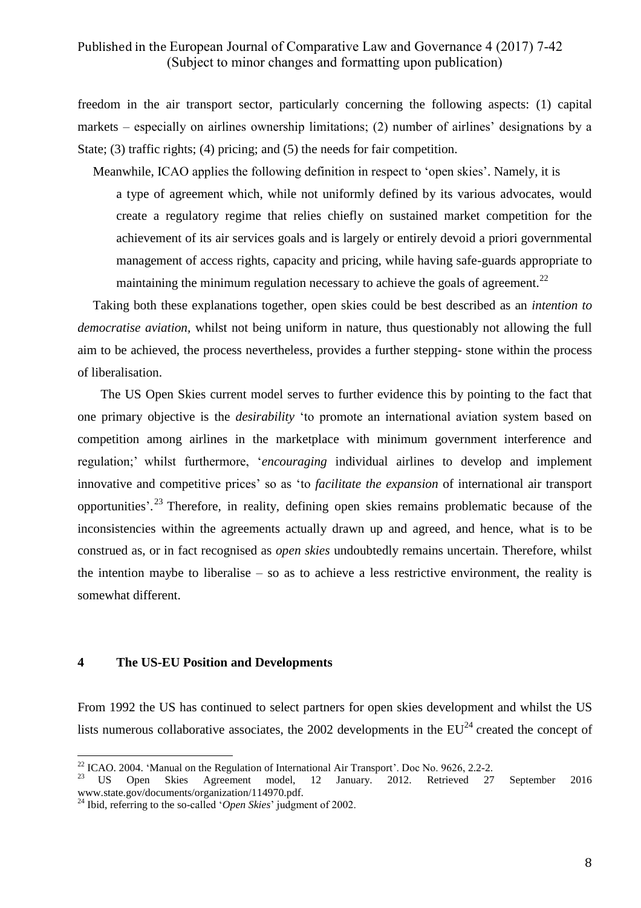freedom in the air transport sector, particularly concerning the following aspects: (1) capital markets – especially on airlines ownership limitations; (2) number of airlines' designations by a State; (3) traffic rights; (4) pricing; and (5) the needs for fair competition.

Meanwhile, ICAO applies the following definition in respect to 'open skies'. Namely, it is

> a type of agreement which, while not uniformly defined by its various advocates, would create a regulatory regime that relies chiefly on sustained market competition for the achievement of its air services goals and is largely or entirely devoid a priori governmental management of access rights, capacity and pricing, while having safe-guards appropriate to maintaining the minimum regulation necessary to achieve the goals of agreement.[22]

Taking both these explanations together, open skies could be best described as an *intention to democratise aviation*, whilst not being uniform in nature, thus questionably not allowing the full aim to be achieved, the process nevertheless, provides a further stepping- stone within the process of liberalisation.

The US Open Skies current model serves to further evidence this by pointing to the fact that one primary objective is the *desirability* 'to promote an international aviation system based on competition among airlines in the marketplace with minimum government interference and regulation;' whilst furthermore, '*encouraging* individual airlines to develop and implement innovative and competitive prices' so as 'to *facilitate the expansion* of international air transport opportunities'.[23] Therefore, in reality, defining open skies remains problematic because of the inconsistencies within the agreements actually drawn up and agreed, and hence, what is to be construed as, or in fact recognised as *open skies* undoubtedly remains uncertain. Therefore, whilst the intention maybe to liberalise – so as to achieve a less restrictive environment, the reality is somewhat different.

## 4 The US-EU Position and Developments

From 1992 the US has continued to select partners for open skies development and whilst the US lists numerous collaborative associates, the 2002 developments in the EU[24] created the concept of

---

[22] ICAO. 2004. 'Manual on the Regulation of International Air Transport'. Doc No. 9626, 2.2-2.

[23] US Open Skies Agreement model, 12 January. 2012. Retrieved 27 September 2016 www.state.gov/documents/organization/114970.pdf.

[24] Ibid, referring to the so-called '*Open Skies*' judgment of 2002.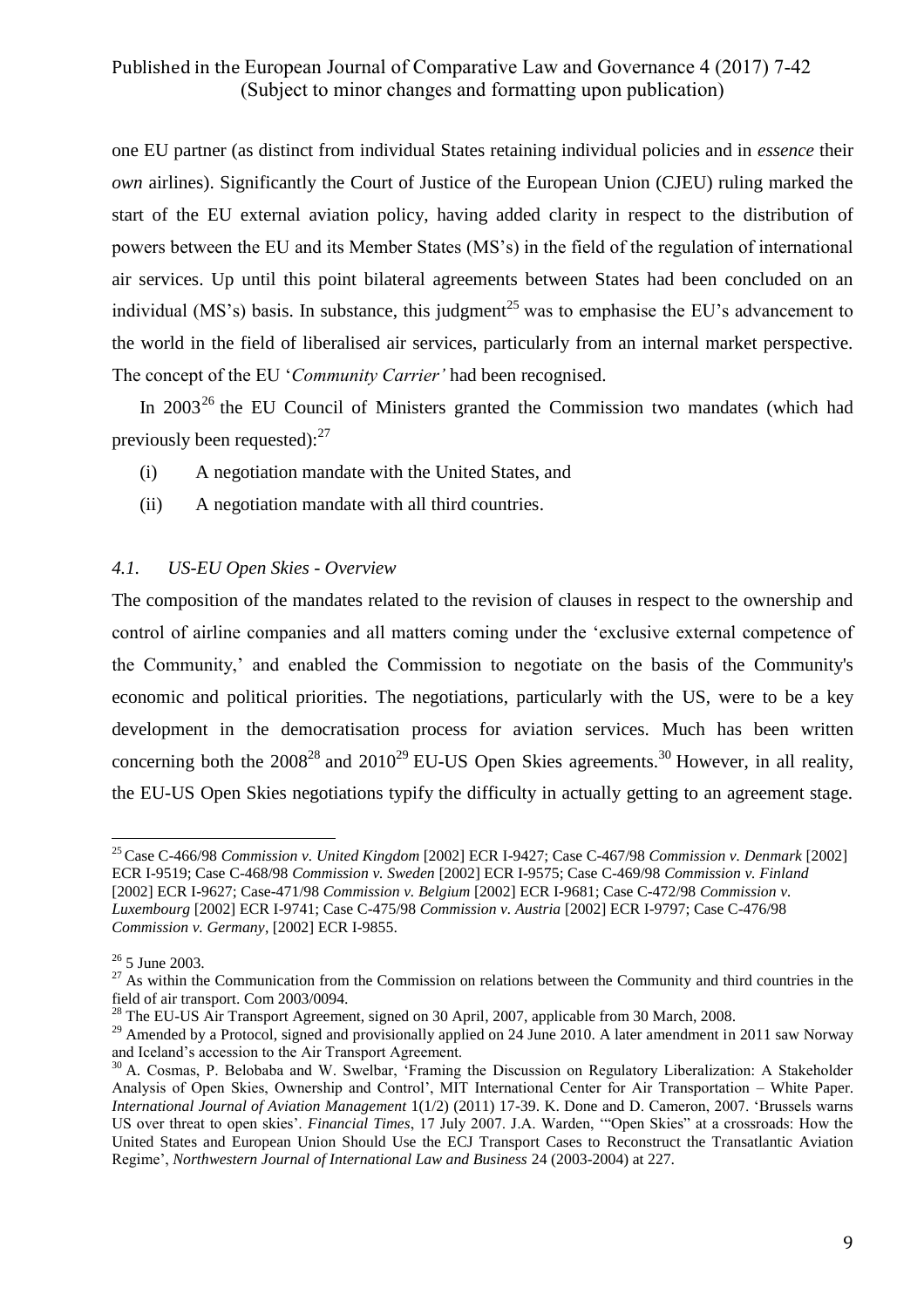one EU partner (as distinct from individual States retaining individual policies and in *essence* their *own* airlines). Significantly the Court of Justice of the European Union (CJEU) ruling marked the start of the EU external aviation policy, having added clarity in respect to the distribution of powers between the EU and its Member States (MS's) in the field of the regulation of international air services. Up until this point bilateral agreements between States had been concluded on an individual (MS's) basis. In substance, this judgment[25] was to emphasise the EU's advancement to the world in the field of liberalised air services, particularly from an internal market perspective. The concept of the EU '*Community Carrier'* had been recognised.

In 2003[26] the EU Council of Ministers granted the Commission two mandates (which had previously been requested):[27]

(i) A negotiation mandate with the United States, and

(ii) A negotiation mandate with all third countries.

### *4.1. US-EU Open Skies - Overview*

The composition of the mandates related to the revision of clauses in respect to the ownership and control of airline companies and all matters coming under the 'exclusive external competence of the Community,' and enabled the Commission to negotiate on the basis of the Community's economic and political priorities. The negotiations, particularly with the US, were to be a key development in the democratisation process for aviation services. Much has been written concerning both the 2008[28] and 2010[29] EU-US Open Skies agreements.[30] However, in all reality, the EU-US Open Skies negotiations typify the difficulty in actually getting to an agreement stage.

---

[25] Case C-466/98 *Commission v. United Kingdom* [2002] ECR I-9427; Case C-467/98 *Commission v. Denmark* [2002] ECR I-9519; Case C-468/98 *Commission v. Sweden* [2002] ECR I-9575; Case C-469/98 *Commission v. Finland* [2002] ECR I-9627; Case-471/98 *Commission v. Belgium* [2002] ECR I-9681; Case C-472/98 *Commission v. Luxembourg* [2002] ECR I-9741; Case C-475/98 *Commission v. Austria* [2002] ECR I-9797; Case C-476/98 *Commission v. Germany*, [2002] ECR I-9855.

[26] 5 June 2003.

[27] As within the Communication from the Commission on relations between the Community and third countries in the field of air transport. Com 2003/0094.

[28] The EU-US Air Transport Agreement, signed on 30 April, 2007, applicable from 30 March, 2008.

[29] Amended by a Protocol, signed and provisionally applied on 24 June 2010. A later amendment in 2011 saw Norway and Iceland's accession to the Air Transport Agreement.

[30] A. Cosmas, P. Belobaba and W. Swelbar, 'Framing the Discussion on Regulatory Liberalization: A Stakeholder Analysis of Open Skies, Ownership and Control', MIT International Center for Air Transportation – White Paper. *International Journal of Aviation Management* 1(1/2) (2011) 17-39. K. Done and D. Cameron, 2007. 'Brussels warns US over threat to open skies'. *Financial Times*, 17 July 2007. J.A. Warden, '"Open Skies" at a crossroads: How the United States and European Union Should Use the ECJ Transport Cases to Reconstruct the Transatlantic Aviation Regime', *Northwestern Journal of International Law and Business* 24 (2003-2004) at 227.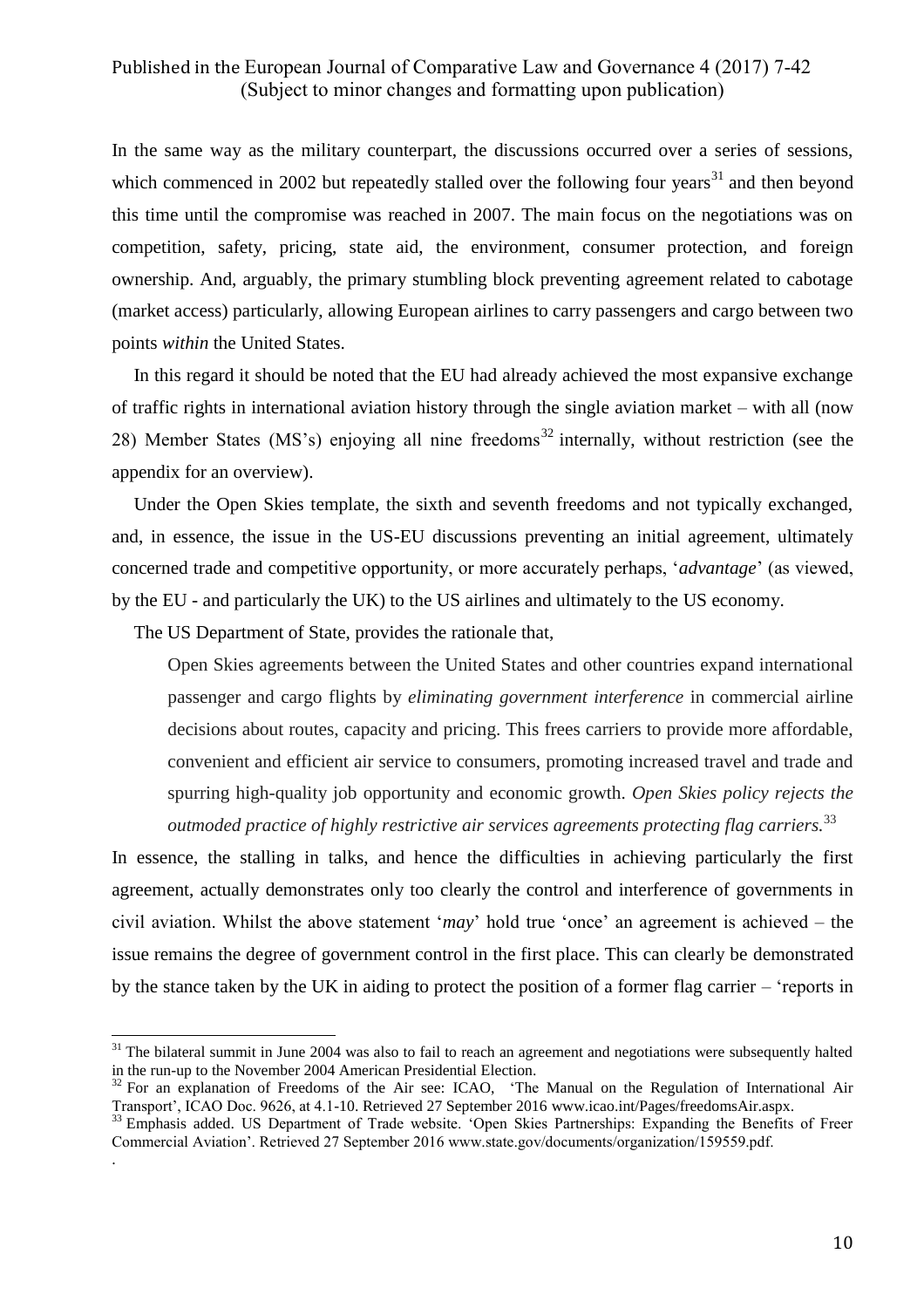In the same way as the military counterpart, the discussions occurred over a series of sessions, which commenced in 2002 but repeatedly stalled over the following four years[31] and then beyond this time until the compromise was reached in 2007. The main focus on the negotiations was on competition, safety, pricing, state aid, the environment, consumer protection, and foreign ownership. And, arguably, the primary stumbling block preventing agreement related to cabotage (market access) particularly, allowing European airlines to carry passengers and cargo between two points *within* the United States.

In this regard it should be noted that the EU had already achieved the most expansive exchange of traffic rights in international aviation history through the single aviation market – with all (now 28) Member States (MS's) enjoying all nine freedoms[32] internally, without restriction (see the appendix for an overview).

Under the Open Skies template, the sixth and seventh freedoms and not typically exchanged, and, in essence, the issue in the US-EU discussions preventing an initial agreement, ultimately concerned trade and competitive opportunity, or more accurately perhaps, '*advantage*' (as viewed, by the EU - and particularly the UK) to the US airlines and ultimately to the US economy.

The US Department of State, provides the rationale that,

> Open Skies agreements between the United States and other countries expand international passenger and cargo flights by *eliminating government interference* in commercial airline decisions about routes, capacity and pricing. This frees carriers to provide more affordable, convenient and efficient air service to consumers, promoting increased travel and trade and spurring high-quality job opportunity and economic growth. *Open Skies policy rejects the outmoded practice of highly restrictive air services agreements protecting flag carriers.*[33]

In essence, the stalling in talks, and hence the difficulties in achieving particularly the first agreement, actually demonstrates only too clearly the control and interference of governments in civil aviation. Whilst the above statement '*may*' hold true 'once' an agreement is achieved – the issue remains the degree of government control in the first place. This can clearly be demonstrated by the stance taken by the UK in aiding to protect the position of a former flag carrier – 'reports in

---

[31] The bilateral summit in June 2004 was also to fail to reach an agreement and negotiations were subsequently halted in the run-up to the November 2004 American Presidential Election.

[32] For an explanation of Freedoms of the Air see: ICAO, 'The Manual on the Regulation of International Air Transport', ICAO Doc. 9626, at 4.1-10. Retrieved 27 September 2016 www.icao.int/Pages/freedomsAir.aspx.

[33] Emphasis added. US Department of Trade website. 'Open Skies Partnerships: Expanding the Benefits of Freer Commercial Aviation'. Retrieved 27 September 2016 www.state.gov/documents/organization/159559.pdf.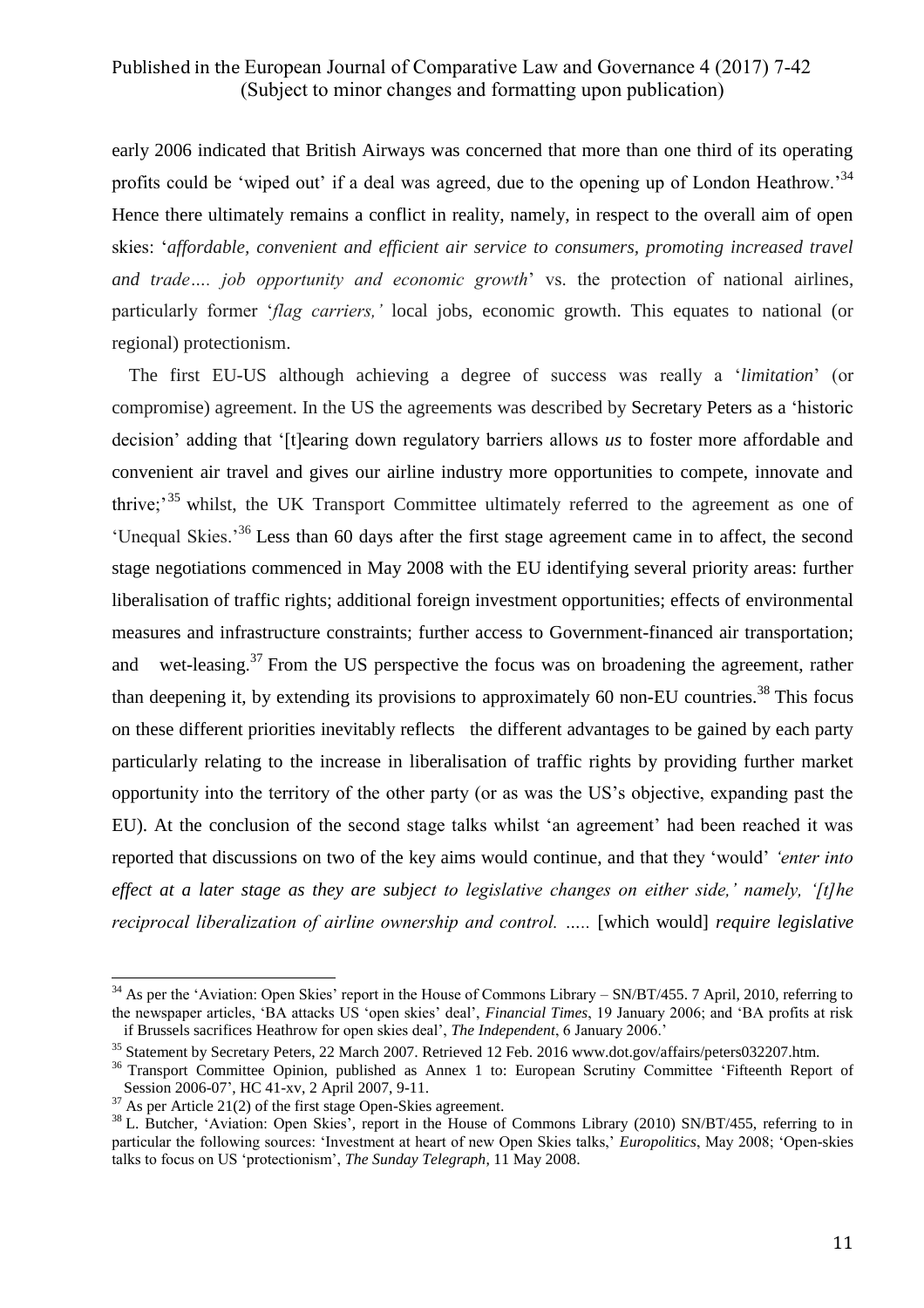early 2006 indicated that British Airways was concerned that more than one third of its operating profits could be 'wiped out' if a deal was agreed, due to the opening up of London Heathrow.'[34] Hence there ultimately remains a conflict in reality, namely, in respect to the overall aim of open skies: '*affordable, convenient and efficient air service to consumers, promoting increased travel and trade…. job opportunity and economic growth*' vs. the protection of national airlines, particularly former '*flag carriers,'* local jobs, economic growth. This equates to national (or regional) protectionism.

The first EU-US although achieving a degree of success was really a '*limitation*' (or compromise) agreement. In the US the agreements was described by Secretary Peters as a 'historic decision' adding that '[t]earing down regulatory barriers allows *us* to foster more affordable and convenient air travel and gives our airline industry more opportunities to compete, innovate and thrive;'[35] whilst, the UK Transport Committee ultimately referred to the agreement as one of 'Unequal Skies.'[36] Less than 60 days after the first stage agreement came in to affect, the second stage negotiations commenced in May 2008 with the EU identifying several priority areas: further liberalisation of traffic rights; additional foreign investment opportunities; effects of environmental measures and infrastructure constraints; further access to Government-financed air transportation; and wet-leasing.[37] From the US perspective the focus was on broadening the agreement, rather than deepening it, by extending its provisions to approximately 60 non-EU countries.[38] This focus on these different priorities inevitably reflects the different advantages to be gained by each party particularly relating to the increase in liberalisation of traffic rights by providing further market opportunity into the territory of the other party (or as was the US's objective, expanding past the EU). At the conclusion of the second stage talks whilst 'an agreement' had been reached it was reported that discussions on two of the key aims would continue, and that they 'would' *'enter into effect at a later stage as they are subject to legislative changes on either side,' namely, '[t]he reciprocal liberalization of airline ownership and control. …..* [which would] *require legislative*

---

[34] As per the 'Aviation: Open Skies' report in the House of Commons Library – SN/BT/455. 7 April, 2010, referring to the newspaper articles, 'BA attacks US 'open skies' deal', *Financial Times*, 19 January 2006; and 'BA profits at risk if Brussels sacrifices Heathrow for open skies deal', *The Independent*, 6 January 2006.'

[35] Statement by Secretary Peters, 22 March 2007. Retrieved 12 Feb. 2016 www.dot.gov/affairs/peters032207.htm.

[36] Transport Committee Opinion, published as Annex 1 to: European Scrutiny Committee 'Fifteenth Report of Session 2006-07', HC 41-xv, 2 April 2007, 9-11.

[37] As per Article 21(2) of the first stage Open-Skies agreement.

[38] L. Butcher, 'Aviation: Open Skies', report in the House of Commons Library (2010) SN/BT/455, referring to in particular the following sources: 'Investment at heart of new Open Skies talks,' *Europolitics*, May 2008; 'Open-skies talks to focus on US 'protectionism', *The Sunday Telegraph*, 11 May 2008.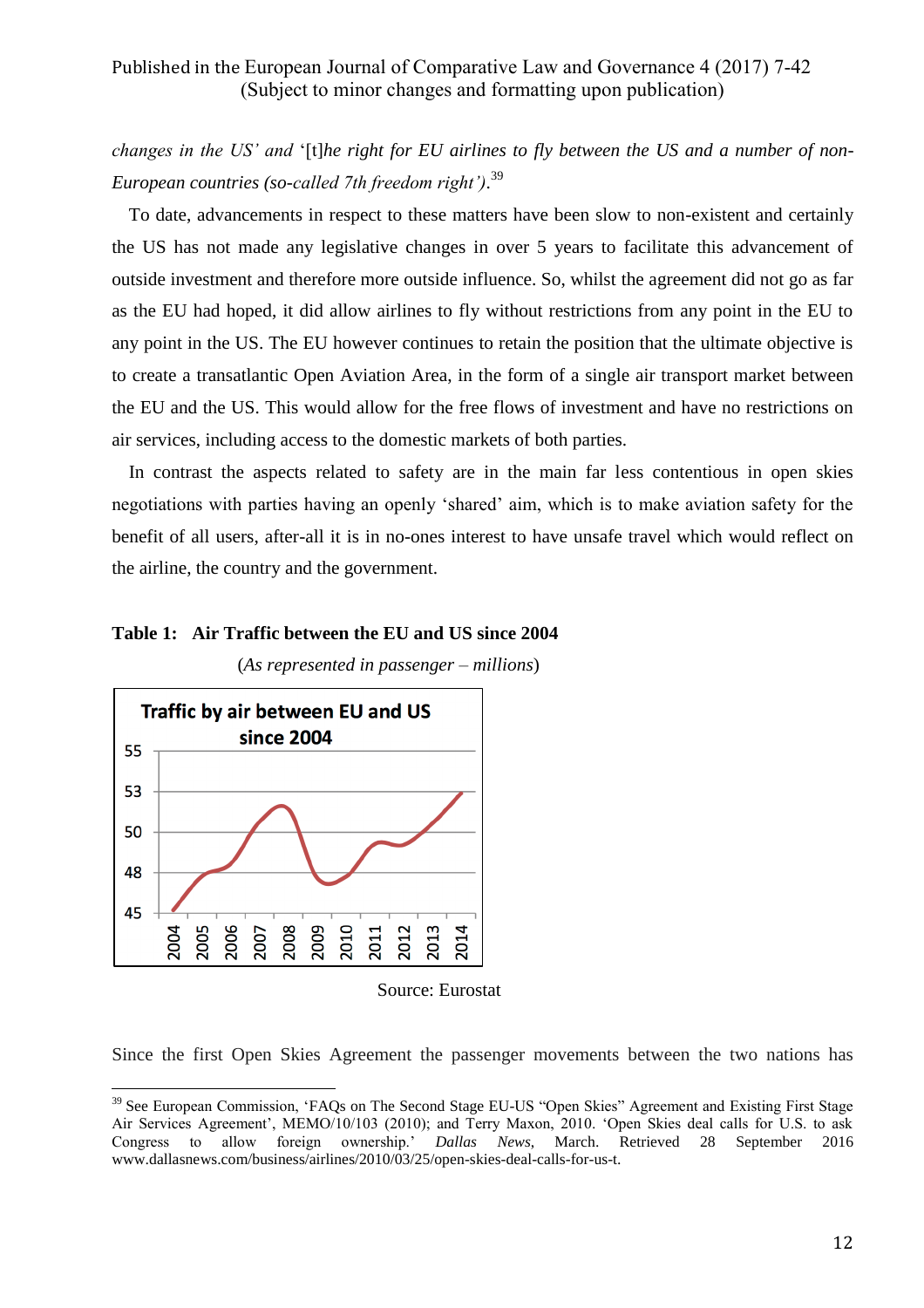*changes in the US'* and '[t]*he right for EU airlines to fly between the US and a number of non-European countries (so-called 7th freedom right')*.[39]

To date, advancements in respect to these matters have been slow to non-existent and certainly the US has not made any legislative changes in over 5 years to facilitate this advancement of outside investment and therefore more outside influence. So, whilst the agreement did not go as far as the EU had hoped, it did allow airlines to fly without restrictions from any point in the EU to any point in the US. The EU however continues to retain the position that the ultimate objective is to create a transatlantic Open Aviation Area, in the form of a single air transport market between the EU and the US. This would allow for the free flows of investment and have no restrictions on air services, including access to the domestic markets of both parties.

In contrast the aspects related to safety are in the main far less contentious in open skies negotiations with parties having an openly 'shared' aim, which is to make aviation safety for the benefit of all users, after-all it is in no-ones interest to have unsafe travel which would reflect on the airline, the country and the government.

**Table 1: Air Traffic between the EU and US since 2004**

(*As represented in passenger – millions*)

Traffic by air between EU and US since 2004

Source: Eurostat

Since the first Open Skies Agreement the passenger movements between the two nations has

---

[39] See European Commission, 'FAQs on The Second Stage EU-US "Open Skies" Agreement and Existing First Stage Air Services Agreement', MEMO/10/103 (2010); and Terry Maxon, 2010. 'Open Skies deal calls for U.S. to ask Congress to allow foreign ownership.' *Dallas News*, March. Retrieved 28 September 2016 www.dallasnews.com/business/airlines/2010/03/25/open-skies-deal-calls-for-us-t.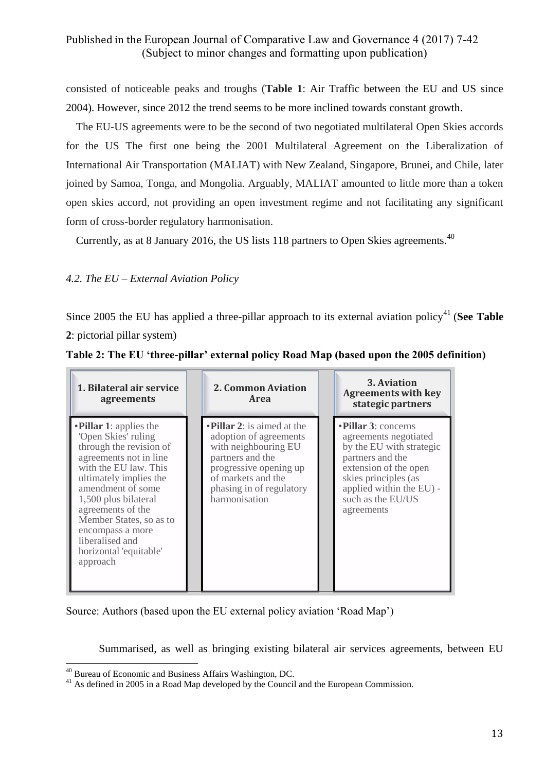consisted of noticeable peaks and troughs (**Table 1**: Air Traffic between the EU and US since 2004). However, since 2012 the trend seems to be more inclined towards constant growth.

The EU-US agreements were to be the second of two negotiated multilateral Open Skies accords for the US The first one being the 2001 Multilateral Agreement on the Liberalization of International Air Transportation (MALIAT) with New Zealand, Singapore, Brunei, and Chile, later joined by Samoa, Tonga, and Mongolia. Arguably, MALIAT amounted to little more than a token open skies accord, not providing an open investment regime and not facilitating any significant form of cross-border regulatory harmonisation.

Currently, as at 8 January 2016, the US lists 118 partners to Open Skies agreements.[40]

### *4.2. The EU – External Aviation Policy*

Since 2005 the EU has applied a three-pillar approach to its external aviation policy[41] (**See Table 2**: pictorial pillar system)

**Table 2: The EU 'three-pillar' external policy Road Map (based upon the 2005 definition)**

| 1. Bilateral air service agreements | 2. Common Aviation Area | 3. Aviation Agreements with key stategic partners |
|---|---|---|
| •**Pillar 1**: applies the 'Open Skies' ruling through the revision of agreements not in line with the EU law. This ultimately implies the amendment of some 1,500 plus bilateral agreements of the Member States, so as to encompass a more liberalised and horizontal 'equitable' approach | •**Pillar 2**: is aimed at the adoption of agreements with neighbouring EU partners and the progressive opening up of markets and the phasing in of regulatory harmonisation | •**Pillar 3**: concerns agreements negotiated by the EU with strategic partners and the extension of the open skies principles (as applied within the EU) - such as the EU/US agreements |

Source: Authors (based upon the EU external policy aviation 'Road Map')

Summarised, as well as bringing existing bilateral air services agreements, between EU

[40] Bureau of Economic and Business Affairs Washington, DC.

[41] As defined in 2005 in a Road Map developed by the Council and the European Commission.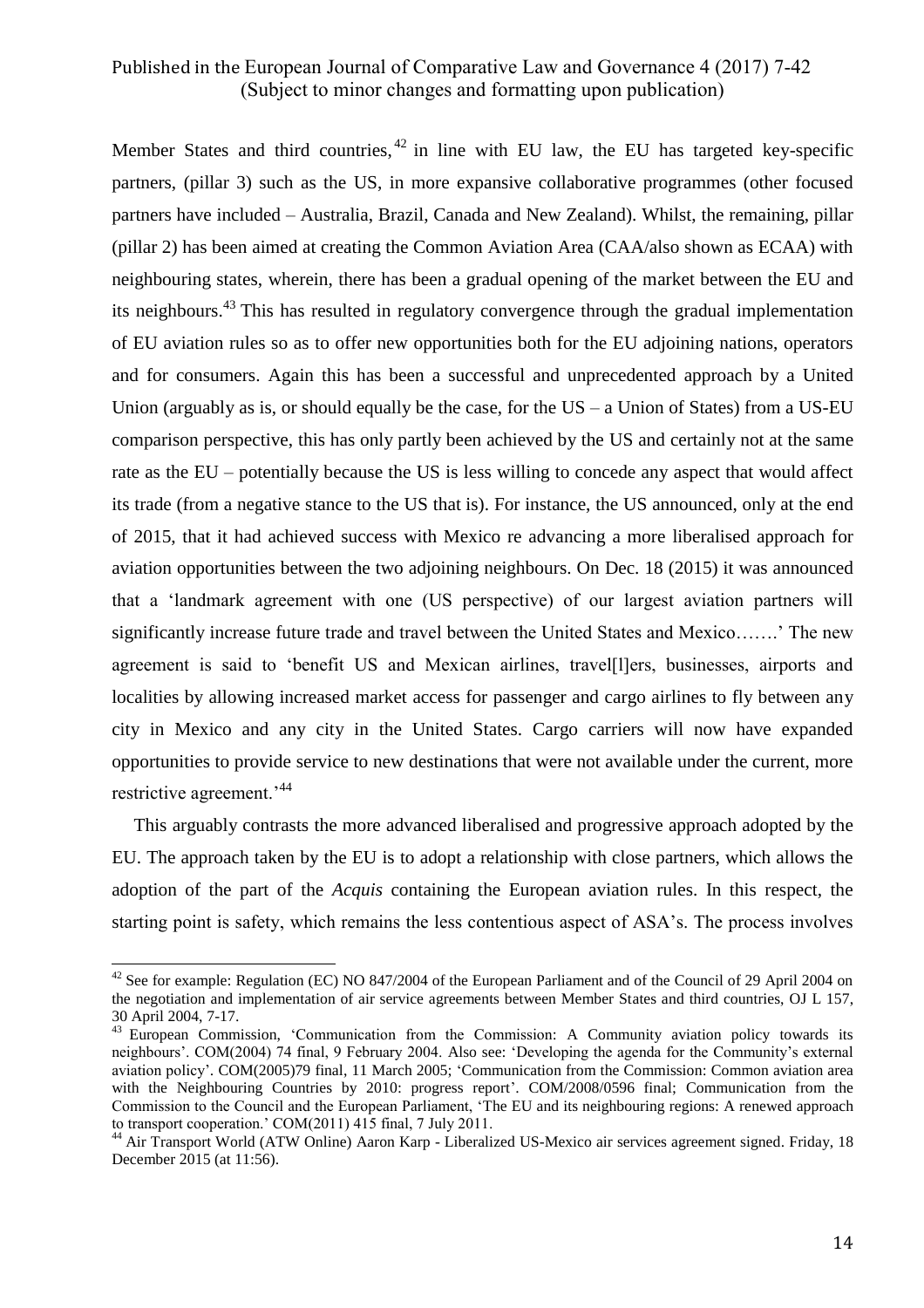Member States and third countries,[42] in line with EU law, the EU has targeted key-specific partners, (pillar 3) such as the US, in more expansive collaborative programmes (other focused partners have included – Australia, Brazil, Canada and New Zealand). Whilst, the remaining, pillar (pillar 2) has been aimed at creating the Common Aviation Area (CAA/also shown as ECAA) with neighbouring states, wherein, there has been a gradual opening of the market between the EU and its neighbours.[43] This has resulted in regulatory convergence through the gradual implementation of EU aviation rules so as to offer new opportunities both for the EU adjoining nations, operators and for consumers. Again this has been a successful and unprecedented approach by a United Union (arguably as is, or should equally be the case, for the US – a Union of States) from a US-EU comparison perspective, this has only partly been achieved by the US and certainly not at the same rate as the EU – potentially because the US is less willing to concede any aspect that would affect its trade (from a negative stance to the US that is). For instance, the US announced, only at the end of 2015, that it had achieved success with Mexico re advancing a more liberalised approach for aviation opportunities between the two adjoining neighbours. On Dec. 18 (2015) it was announced that a 'landmark agreement with one (US perspective) of our largest aviation partners will significantly increase future trade and travel between the United States and Mexico…….' The new agreement is said to 'benefit US and Mexican airlines, travel[l]ers, businesses, airports and localities by allowing increased market access for passenger and cargo airlines to fly between any city in Mexico and any city in the United States. Cargo carriers will now have expanded opportunities to provide service to new destinations that were not available under the current, more restrictive agreement.'[44]

This arguably contrasts the more advanced liberalised and progressive approach adopted by the EU. The approach taken by the EU is to adopt a relationship with close partners, which allows the adoption of the part of the *Acquis* containing the European aviation rules. In this respect, the starting point is safety, which remains the less contentious aspect of ASA's. The process involves

---

[42] See for example: Regulation (EC) NO 847/2004 of the European Parliament and of the Council of 29 April 2004 on the negotiation and implementation of air service agreements between Member States and third countries, OJ L 157, 30 April 2004, 7-17.

[43] European Commission, 'Communication from the Commission: A Community aviation policy towards its neighbours'. COM(2004) 74 final, 9 February 2004. Also see: 'Developing the agenda for the Community's external aviation policy'. COM(2005)79 final, 11 March 2005; 'Communication from the Commission: Common aviation area with the Neighbouring Countries by 2010: progress report'. COM/2008/0596 final; Communication from the Commission to the Council and the European Parliament, 'The EU and its neighbouring regions: A renewed approach to transport cooperation.' COM(2011) 415 final, 7 July 2011.

[44] Air Transport World (ATW Online) Aaron Karp - Liberalized US-Mexico air services agreement signed. Friday, 18 December 2015 (at 11:56).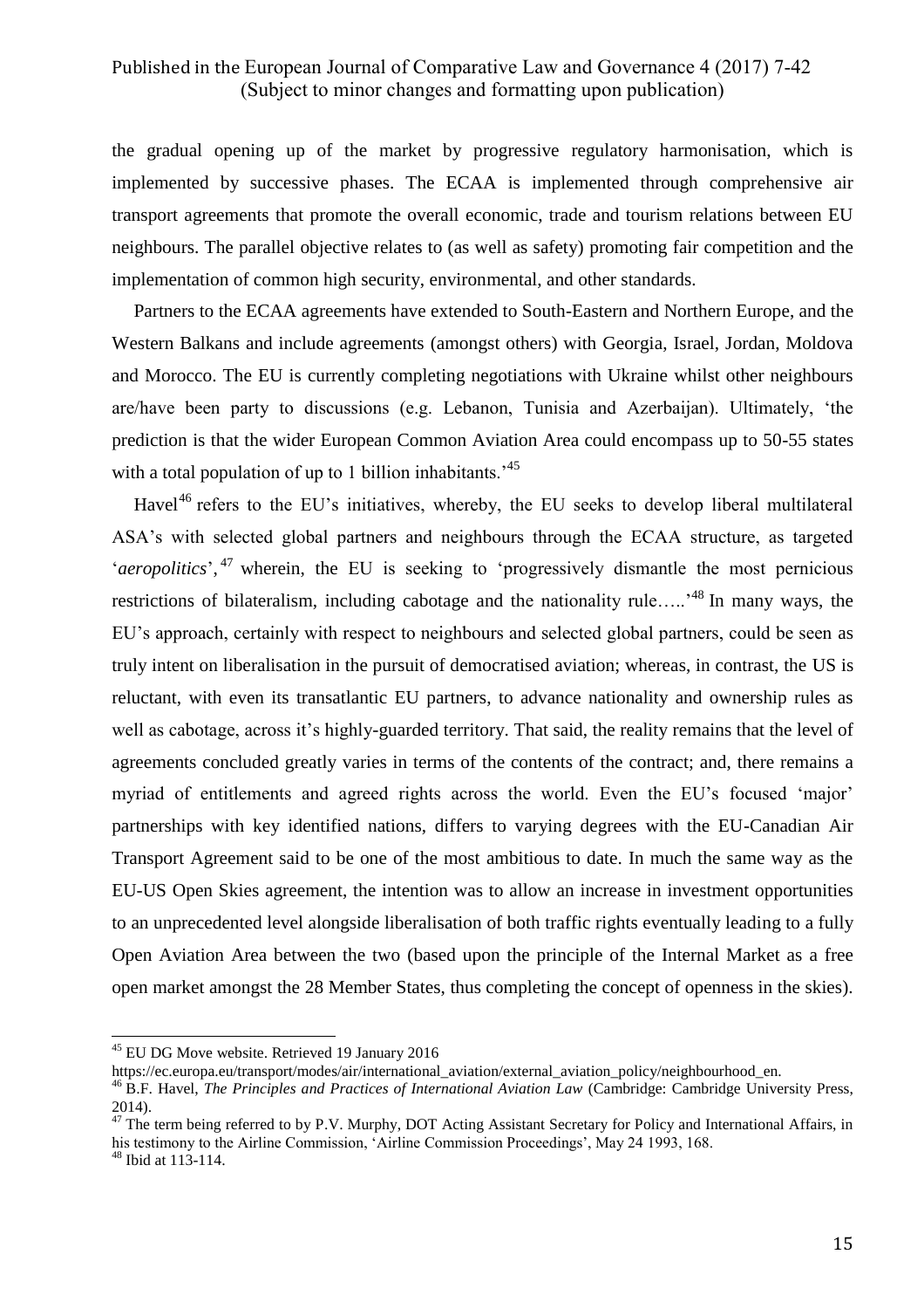the gradual opening up of the market by progressive regulatory harmonisation, which is implemented by successive phases. The ECAA is implemented through comprehensive air transport agreements that promote the overall economic, trade and tourism relations between EU neighbours. The parallel objective relates to (as well as safety) promoting fair competition and the implementation of common high security, environmental, and other standards.

Partners to the ECAA agreements have extended to South-Eastern and Northern Europe, and the Western Balkans and include agreements (amongst others) with Georgia, Israel, Jordan, Moldova and Morocco. The EU is currently completing negotiations with Ukraine whilst other neighbours are/have been party to discussions (e.g. Lebanon, Tunisia and Azerbaijan). Ultimately, 'the prediction is that the wider European Common Aviation Area could encompass up to 50-55 states with a total population of up to 1 billion inhabitants.'[45]

Havel[46] refers to the EU's initiatives, whereby, the EU seeks to develop liberal multilateral ASA's with selected global partners and neighbours through the ECAA structure, as targeted '*aeropolitics*',[47] wherein, the EU is seeking to 'progressively dismantle the most pernicious restrictions of bilateralism, including cabotage and the nationality rule…..'[48] In many ways, the EU's approach, certainly with respect to neighbours and selected global partners, could be seen as truly intent on liberalisation in the pursuit of democratised aviation; whereas, in contrast, the US is reluctant, with even its transatlantic EU partners, to advance nationality and ownership rules as well as cabotage, across it's highly-guarded territory. That said, the reality remains that the level of agreements concluded greatly varies in terms of the contents of the contract; and, there remains a myriad of entitlements and agreed rights across the world. Even the EU's focused 'major' partnerships with key identified nations, differs to varying degrees with the EU-Canadian Air Transport Agreement said to be one of the most ambitious to date. In much the same way as the EU-US Open Skies agreement, the intention was to allow an increase in investment opportunities to an unprecedented level alongside liberalisation of both traffic rights eventually leading to a fully Open Aviation Area between the two (based upon the principle of the Internal Market as a free open market amongst the 28 Member States, thus completing the concept of openness in the skies).

---

[45] EU DG Move website. Retrieved 19 January 2016 https://ec.europa.eu/transport/modes/air/international_aviation/external_aviation_policy/neighbourhood_en.

[46] B.F. Havel, *The Principles and Practices of International Aviation Law* (Cambridge: Cambridge University Press, 2014).

[47] The term being referred to by P.V. Murphy, DOT Acting Assistant Secretary for Policy and International Affairs, in his testimony to the Airline Commission, 'Airline Commission Proceedings', May 24 1993, 168.

[48] Ibid at 113-114.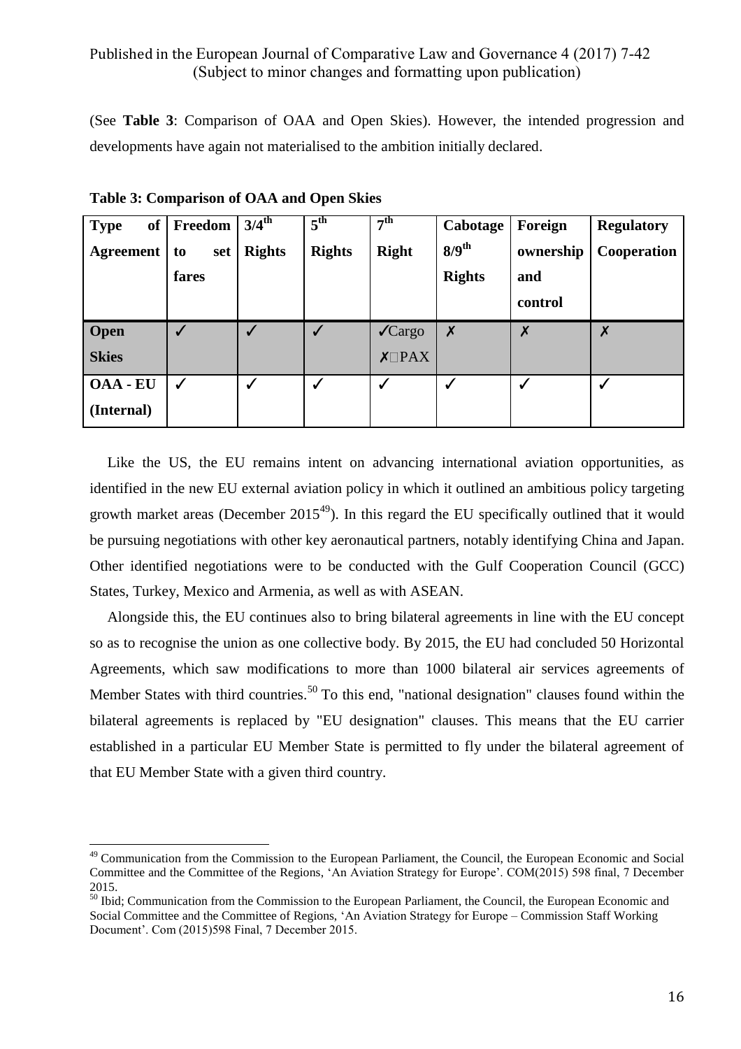(See **Table 3**: Comparison of OAA and Open Skies). However, the intended progression and developments have again not materialised to the ambition initially declared.

**Table 3: Comparison of OAA and Open Skies**

| Type of Agreement | Freedom to set fares | 3/4th Rights | 5th Rights | 7th Right | Cabotage 8/9th Rights | Foreign ownership and control | Regulatory Cooperation |
|---|---|---|---|---|---|---|---|
| **Open Skies** | ✓ | ✓ | ✓ | ✓Cargo ✗ PAX | ✗ | ✗ | ✗ |
| **OAA - EU (Internal)** | ✓ | ✓ | ✓ | ✓ | ✓ | ✓ | ✓ |

Like the US, the EU remains intent on advancing international aviation opportunities, as identified in the new EU external aviation policy in which it outlined an ambitious policy targeting growth market areas (December 2015[49]). In this regard the EU specifically outlined that it would be pursuing negotiations with other key aeronautical partners, notably identifying China and Japan. Other identified negotiations were to be conducted with the Gulf Cooperation Council (GCC) States, Turkey, Mexico and Armenia, as well as with ASEAN.

Alongside this, the EU continues also to bring bilateral agreements in line with the EU concept so as to recognise the union as one collective body. By 2015, the EU had concluded 50 Horizontal Agreements, which saw modifications to more than 1000 bilateral air services agreements of Member States with third countries.[50] To this end, "national designation" clauses found within the bilateral agreements is replaced by "EU designation" clauses. This means that the EU carrier established in a particular EU Member State is permitted to fly under the bilateral agreement of that EU Member State with a given third country.

[49] Communication from the Commission to the European Parliament, the Council, the European Economic and Social Committee and the Committee of the Regions, 'An Aviation Strategy for Europe'. COM(2015) 598 final, 7 December 2015.

[50] Ibid; Communication from the Commission to the European Parliament, the Council, the European Economic and Social Committee and the Committee of Regions, 'An Aviation Strategy for Europe – Commission Staff Working Document'. Com (2015)598 Final, 7 December 2015.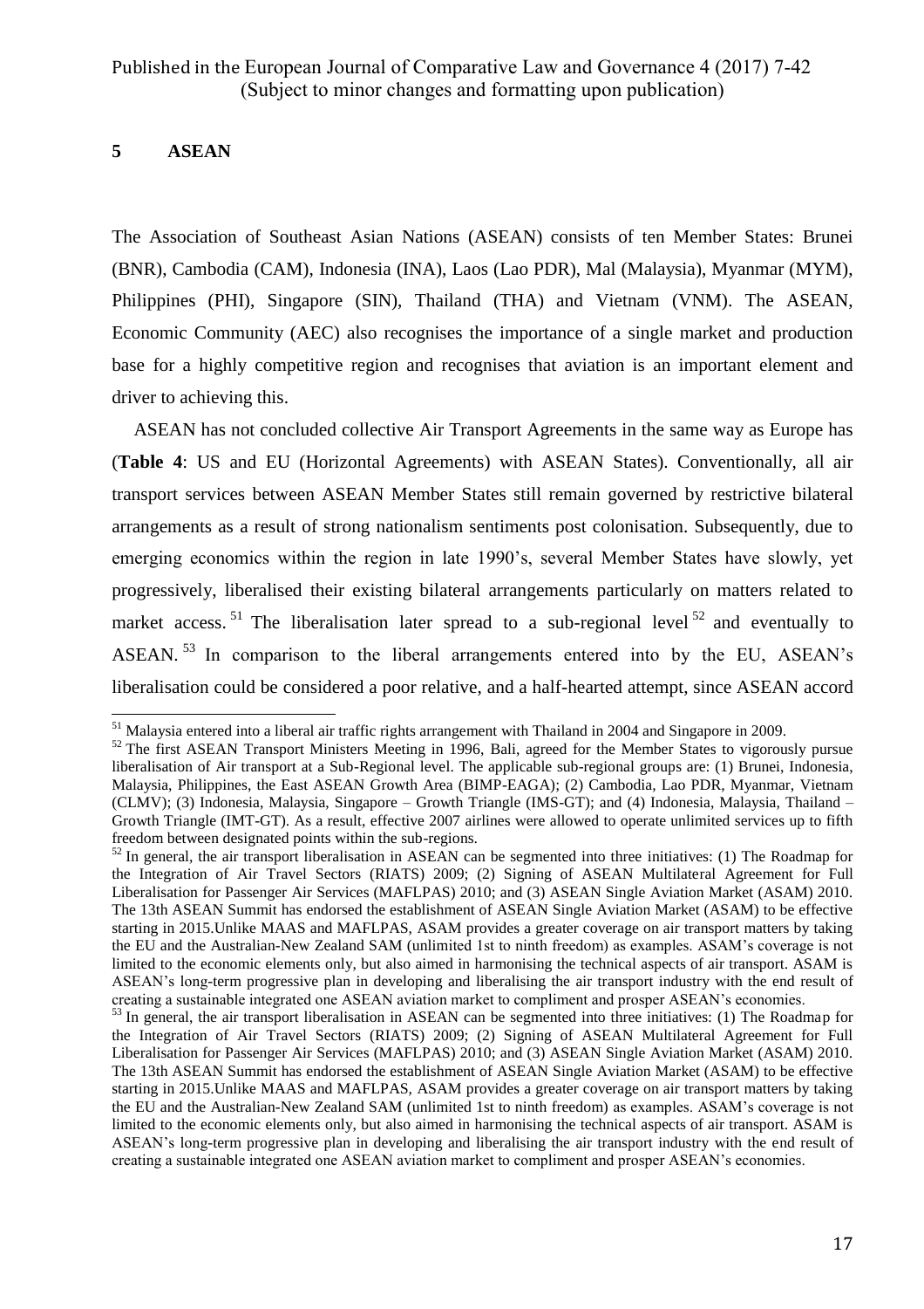## 5 ASEAN

The Association of Southeast Asian Nations (ASEAN) consists of ten Member States: Brunei (BNR), Cambodia (CAM), Indonesia (INA), Laos (Lao PDR), Mal (Malaysia), Myanmar (MYM), Philippines (PHI), Singapore (SIN), Thailand (THA) and Vietnam (VNM). The ASEAN, Economic Community (AEC) also recognises the importance of a single market and production base for a highly competitive region and recognises that aviation is an important element and driver to achieving this.

ASEAN has not concluded collective Air Transport Agreements in the same way as Europe has (**Table 4**: US and EU (Horizontal Agreements) with ASEAN States). Conventionally, all air transport services between ASEAN Member States still remain governed by restrictive bilateral arrangements as a result of strong nationalism sentiments post colonisation. Subsequently, due to emerging economics within the region in late 1990's, several Member States have slowly, yet progressively, liberalised their existing bilateral arrangements particularly on matters related to market access.[51] The liberalisation later spread to a sub-regional level[52] and eventually to ASEAN.[53] In comparison to the liberal arrangements entered into by the EU, ASEAN's liberalisation could be considered a poor relative, and a half-hearted attempt, since ASEAN accord

---

[51] Malaysia entered into a liberal air traffic rights arrangement with Thailand in 2004 and Singapore in 2009.

[52] The first ASEAN Transport Ministers Meeting in 1996, Bali, agreed for the Member States to vigorously pursue liberalisation of Air transport at a Sub-Regional level. The applicable sub-regional groups are: (1) Brunei, Indonesia, Malaysia, Philippines, the East ASEAN Growth Area (BIMP-EAGA); (2) Cambodia, Lao PDR, Myanmar, Vietnam (CLMV); (3) Indonesia, Malaysia, Singapore – Growth Triangle (IMS-GT); and (4) Indonesia, Malaysia, Thailand – Growth Triangle (IMT-GT). As a result, effective 2007 airlines were allowed to operate unlimited services up to fifth freedom between designated points within the sub-regions.

[52] In general, the air transport liberalisation in ASEAN can be segmented into three initiatives: (1) The Roadmap for the Integration of Air Travel Sectors (RIATS) 2009; (2) Signing of ASEAN Multilateral Agreement for Full Liberalisation for Passenger Air Services (MAFLPAS) 2010; and (3) ASEAN Single Aviation Market (ASAM) 2010. The 13th ASEAN Summit has endorsed the establishment of ASEAN Single Aviation Market (ASAM) to be effective starting in 2015.Unlike MAAS and MAFLPAS, ASAM provides a greater coverage on air transport matters by taking the EU and the Australian-New Zealand SAM (unlimited 1st to ninth freedom) as examples. ASAM's coverage is not limited to the economic elements only, but also aimed in harmonising the technical aspects of air transport. ASAM is ASEAN's long-term progressive plan in developing and liberalising the air transport industry with the end result of creating a sustainable integrated one ASEAN aviation market to compliment and prosper ASEAN's economies.

[53] In general, the air transport liberalisation in ASEAN can be segmented into three initiatives: (1) The Roadmap for the Integration of Air Travel Sectors (RIATS) 2009; (2) Signing of ASEAN Multilateral Agreement for Full Liberalisation for Passenger Air Services (MAFLPAS) 2010; and (3) ASEAN Single Aviation Market (ASAM) 2010. The 13th ASEAN Summit has endorsed the establishment of ASEAN Single Aviation Market (ASAM) to be effective starting in 2015.Unlike MAAS and MAFLPAS, ASAM provides a greater coverage on air transport matters by taking the EU and the Australian-New Zealand SAM (unlimited 1st to ninth freedom) as examples. ASAM's coverage is not limited to the economic elements only, but also aimed in harmonising the technical aspects of air transport. ASAM is ASEAN's long-term progressive plan in developing and liberalising the air transport industry with the end result of creating a sustainable integrated one ASEAN aviation market to compliment and prosper ASEAN's economies.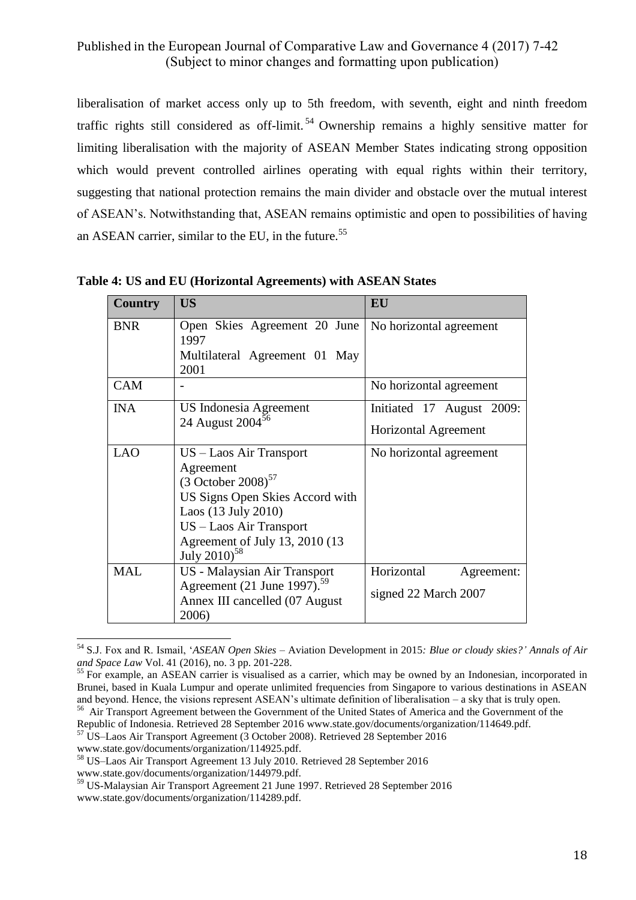liberalisation of market access only up to 5th freedom, with seventh, eight and ninth freedom traffic rights still considered as off-limit.[54] Ownership remains a highly sensitive matter for limiting liberalisation with the majority of ASEAN Member States indicating strong opposition which would prevent controlled airlines operating with equal rights within their territory, suggesting that national protection remains the main divider and obstacle over the mutual interest of ASEAN's. Notwithstanding that, ASEAN remains optimistic and open to possibilities of having an ASEAN carrier, similar to the EU, in the future.[55]

**Table 4: US and EU (Horizontal Agreements) with ASEAN States**

| Country | US | EU |
|---|---|---|
| BNR | Open Skies Agreement 20 June 1997<br>Multilateral Agreement 01 May 2001 | No horizontal agreement |
| CAM | - | No horizontal agreement |
| INA | US Indonesia Agreement<br>24 August 2004[56] | Initiated 17 August 2009:<br>Horizontal Agreement |
| LAO | US – Laos Air Transport Agreement<br>(3 October 2008)[57]<br>US Signs Open Skies Accord with Laos (13 July 2010)<br>US – Laos Air Transport Agreement of July 13, 2010 (13 July 2010)[58] | No horizontal agreement |
| MAL | US - Malaysian Air Transport Agreement (21 June 1997).[59]<br>Annex III cancelled (07 August 2006) | Horizontal Agreement:<br>signed 22 March 2007 |

---

[54] S.J. Fox and R. Ismail, '*ASEAN Open Skies* – Aviation Development in 2015*: Blue or cloudy skies?' Annals of Air and Space Law* Vol. 41 (2016), no. 3 pp. 201-228.

[55] For example, an ASEAN carrier is visualised as a carrier, which may be owned by an Indonesian, incorporated in Brunei, based in Kuala Lumpur and operate unlimited frequencies from Singapore to various destinations in ASEAN and beyond. Hence, the visions represent ASEAN's ultimate definition of liberalisation – a sky that is truly open.

[56] Air Transport Agreement between the Government of the United States of America and the Government of the Republic of Indonesia. Retrieved 28 September 2016 www.state.gov/documents/organization/114649.pdf.

[57] US–Laos Air Transport Agreement (3 October 2008). Retrieved 28 September 2016 www.state.gov/documents/organization/114925.pdf.

[58] US–Laos Air Transport Agreement 13 July 2010. Retrieved 28 September 2016 www.state.gov/documents/organization/144979.pdf.

[59] US-Malaysian Air Transport Agreement 21 June 1997. Retrieved 28 September 2016 www.state.gov/documents/organization/114289.pdf.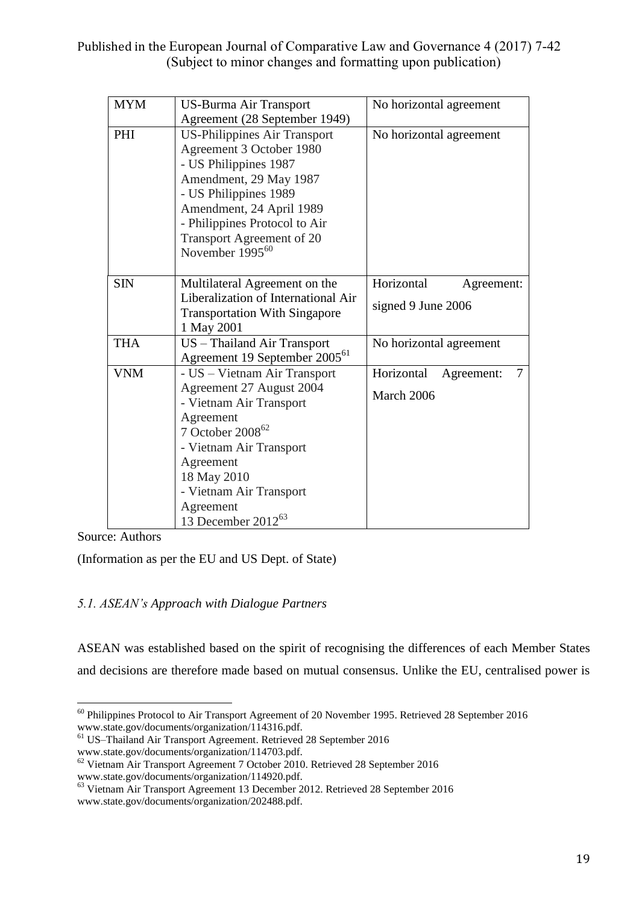| MYM | US-Burma Air Transport Agreement (28 September 1949) | No horizontal agreement |
|---|---|---|
| PHI | US-Philippines Air Transport Agreement 3 October 1980<br>- US Philippines 1987 Amendment, 29 May 1987<br>- US Philippines 1989 Amendment, 24 April 1989<br>- Philippines Protocol to Air Transport Agreement of 20 November 1995[60] | No horizontal agreement |
| SIN | Multilateral Agreement on the Liberalization of International Air Transportation With Singapore 1 May 2001 | Horizontal Agreement: signed 9 June 2006 |
| THA | US – Thailand Air Transport Agreement 19 September 2005[61] | No horizontal agreement |
| VNM | - US – Vietnam Air Transport Agreement 27 August 2004<br>- Vietnam Air Transport Agreement 7 October 2008[62]<br>- Vietnam Air Transport Agreement 18 May 2010<br>- Vietnam Air Transport Agreement 13 December 2012[63] | Horizontal Agreement: 7 March 2006 |

Source: Authors

(Information as per the EU and US Dept. of State)

### *5.1. ASEAN's Approach with Dialogue Partners*

ASEAN was established based on the spirit of recognising the differences of each Member States and decisions are therefore made based on mutual consensus. Unlike the EU, centralised power is

---

[60] Philippines Protocol to Air Transport Agreement of 20 November 1995. Retrieved 28 September 2016 www.state.gov/documents/organization/114316.pdf.

[61] US–Thailand Air Transport Agreement. Retrieved 28 September 2016 www.state.gov/documents/organization/114703.pdf.

[62] Vietnam Air Transport Agreement 7 October 2010. Retrieved 28 September 2016 www.state.gov/documents/organization/114920.pdf.

[63] Vietnam Air Transport Agreement 13 December 2012. Retrieved 28 September 2016 www.state.gov/documents/organization/202488.pdf.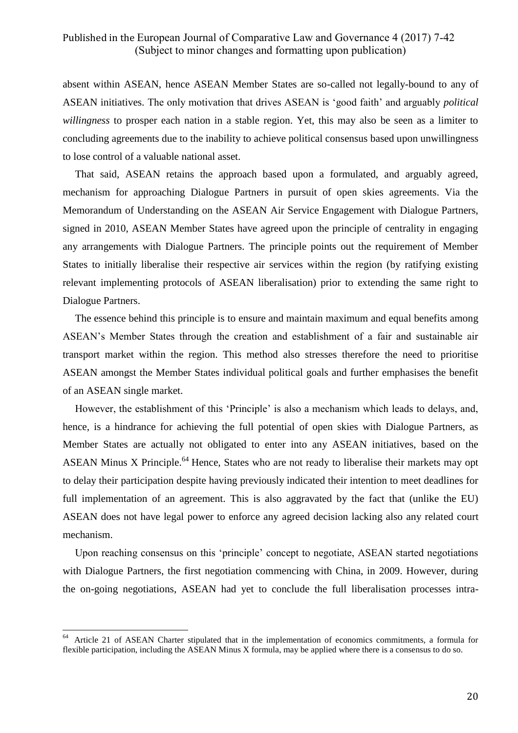absent within ASEAN, hence ASEAN Member States are so-called not legally-bound to any of ASEAN initiatives. The only motivation that drives ASEAN is 'good faith' and arguably *political willingness* to prosper each nation in a stable region. Yet, this may also be seen as a limiter to concluding agreements due to the inability to achieve political consensus based upon unwillingness to lose control of a valuable national asset.

That said, ASEAN retains the approach based upon a formulated, and arguably agreed, mechanism for approaching Dialogue Partners in pursuit of open skies agreements. Via the Memorandum of Understanding on the ASEAN Air Service Engagement with Dialogue Partners, signed in 2010, ASEAN Member States have agreed upon the principle of centrality in engaging any arrangements with Dialogue Partners. The principle points out the requirement of Member States to initially liberalise their respective air services within the region (by ratifying existing relevant implementing protocols of ASEAN liberalisation) prior to extending the same right to Dialogue Partners.

The essence behind this principle is to ensure and maintain maximum and equal benefits among ASEAN's Member States through the creation and establishment of a fair and sustainable air transport market within the region. This method also stresses therefore the need to prioritise ASEAN amongst the Member States individual political goals and further emphasises the benefit of an ASEAN single market.

However, the establishment of this 'Principle' is also a mechanism which leads to delays, and, hence, is a hindrance for achieving the full potential of open skies with Dialogue Partners, as Member States are actually not obligated to enter into any ASEAN initiatives, based on the ASEAN Minus X Principle.[64] Hence, States who are not ready to liberalise their markets may opt to delay their participation despite having previously indicated their intention to meet deadlines for full implementation of an agreement. This is also aggravated by the fact that (unlike the EU) ASEAN does not have legal power to enforce any agreed decision lacking also any related court mechanism.

Upon reaching consensus on this 'principle' concept to negotiate, ASEAN started negotiations with Dialogue Partners, the first negotiation commencing with China, in 2009. However, during the on-going negotiations, ASEAN had yet to conclude the full liberalisation processes intra-

[64] Article 21 of ASEAN Charter stipulated that in the implementation of economics commitments, a formula for flexible participation, including the ASEAN Minus X formula, may be applied where there is a consensus to do so.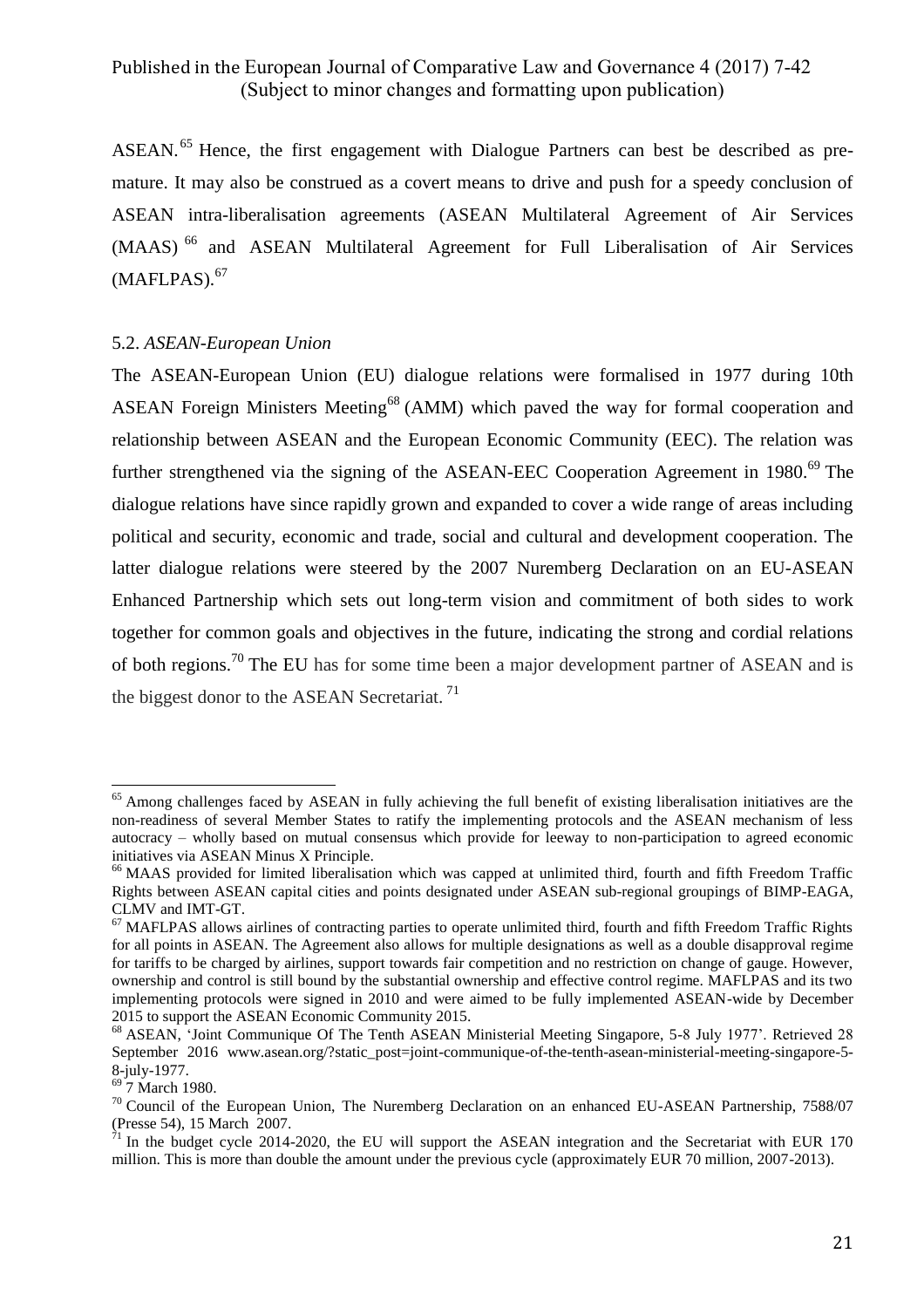ASEAN.[65] Hence, the first engagement with Dialogue Partners can best be described as premature. It may also be construed as a covert means to drive and push for a speedy conclusion of ASEAN intra-liberalisation agreements (ASEAN Multilateral Agreement of Air Services (MAAS) [66] and ASEAN Multilateral Agreement for Full Liberalisation of Air Services (MAFLPAS).[67]

### 5.2. *ASEAN-European Union*

The ASEAN-European Union (EU) dialogue relations were formalised in 1977 during 10th ASEAN Foreign Ministers Meeting[68] (AMM) which paved the way for formal cooperation and relationship between ASEAN and the European Economic Community (EEC). The relation was further strengthened via the signing of the ASEAN-EEC Cooperation Agreement in 1980.[69] The dialogue relations have since rapidly grown and expanded to cover a wide range of areas including political and security, economic and trade, social and cultural and development cooperation. The latter dialogue relations were steered by the 2007 Nuremberg Declaration on an EU-ASEAN Enhanced Partnership which sets out long-term vision and commitment of both sides to work together for common goals and objectives in the future, indicating the strong and cordial relations of both regions.[70] The EU has for some time been a major development partner of ASEAN and is the biggest donor to the ASEAN Secretariat. [71]

---

[65] Among challenges faced by ASEAN in fully achieving the full benefit of existing liberalisation initiatives are the non-readiness of several Member States to ratify the implementing protocols and the ASEAN mechanism of less autocracy – wholly based on mutual consensus which provide for leeway to non-participation to agreed economic initiatives via ASEAN Minus X Principle.

[66] MAAS provided for limited liberalisation which was capped at unlimited third, fourth and fifth Freedom Traffic Rights between ASEAN capital cities and points designated under ASEAN sub-regional groupings of BIMP-EAGA, CLMV and IMT-GT.

[67] MAFLPAS allows airlines of contracting parties to operate unlimited third, fourth and fifth Freedom Traffic Rights for all points in ASEAN. The Agreement also allows for multiple designations as well as a double disapproval regime for tariffs to be charged by airlines, support towards fair competition and no restriction on change of gauge. However, ownership and control is still bound by the substantial ownership and effective control regime. MAFLPAS and its two implementing protocols were signed in 2010 and were aimed to be fully implemented ASEAN-wide by December 2015 to support the ASEAN Economic Community 2015.

[68] ASEAN, 'Joint Communique Of The Tenth ASEAN Ministerial Meeting Singapore, 5-8 July 1977'. Retrieved 28 September 2016 www.asean.org/?static_post=joint-communique-of-the-tenth-asean-ministerial-meeting-singapore-5-8-july-1977.

[69] 7 March 1980.

[70] Council of the European Union, The Nuremberg Declaration on an enhanced EU-ASEAN Partnership, 7588/07 (Presse 54), 15 March 2007.

[71] In the budget cycle 2014-2020, the EU will support the ASEAN integration and the Secretariat with EUR 170 million. This is more than double the amount under the previous cycle (approximately EUR 70 million, 2007-2013).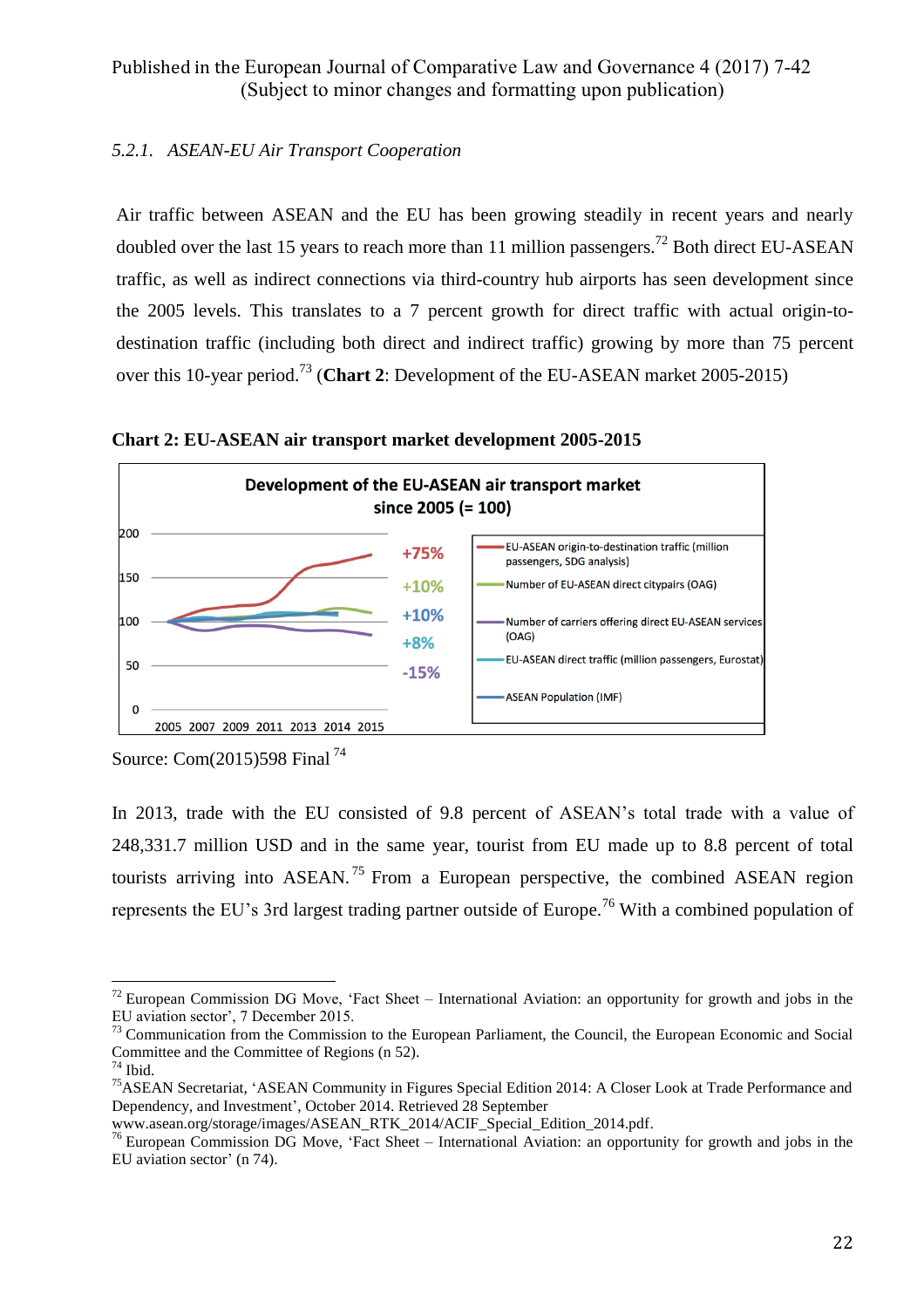*5.2.1. ASEAN-EU Air Transport Cooperation*

Air traffic between ASEAN and the EU has been growing steadily in recent years and nearly doubled over the last 15 years to reach more than 11 million passengers.[72] Both direct EU-ASEAN traffic, as well as indirect connections via third-country hub airports has seen development since the 2005 levels. This translates to a 7 percent growth for direct traffic with actual origin-to-destination traffic (including both direct and indirect traffic) growing by more than 75 percent over this 10-year period.[73] (**Chart 2**: Development of the EU-ASEAN market 2005-2015)

**Chart 2: EU-ASEAN air transport market development 2005-2015**

Source: Com(2015)598 Final [74]

In 2013, trade with the EU consisted of 9.8 percent of ASEAN's total trade with a value of 248,331.7 million USD and in the same year, tourist from EU made up to 8.8 percent of total tourists arriving into ASEAN.[75] From a European perspective, the combined ASEAN region represents the EU's 3rd largest trading partner outside of Europe.[76] With a combined population of

---

[72] European Commission DG Move, 'Fact Sheet – International Aviation: an opportunity for growth and jobs in the EU aviation sector', 7 December 2015.

[73] Communication from the Commission to the European Parliament, the Council, the European Economic and Social Committee and the Committee of Regions (n 52).

[74] Ibid.

[75] ASEAN Secretariat, 'ASEAN Community in Figures Special Edition 2014: A Closer Look at Trade Performance and Dependency, and Investment', October 2014. Retrieved 28 September www.asean.org/storage/images/ASEAN_RTK_2014/ACIF_Special_Edition_2014.pdf.

[76] European Commission DG Move, 'Fact Sheet – International Aviation: an opportunity for growth and jobs in the EU aviation sector' (n 74).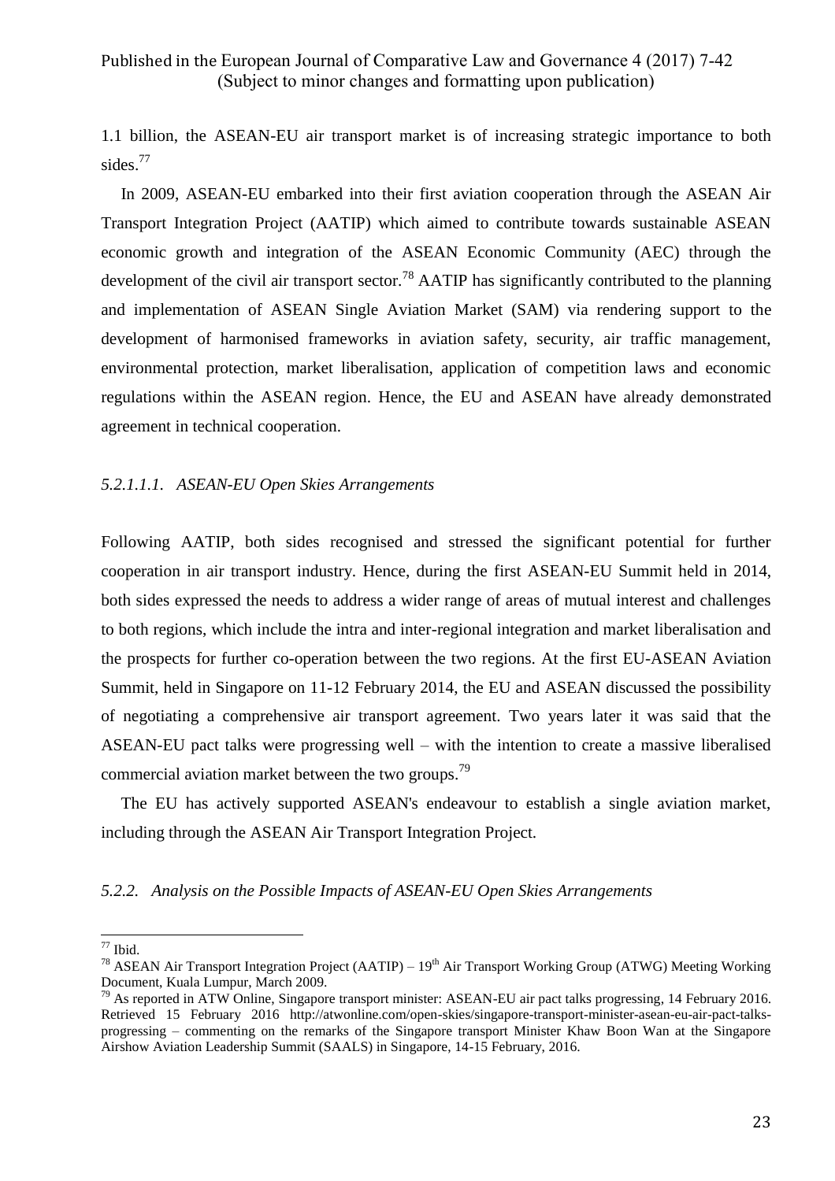1.1 billion, the ASEAN-EU air transport market is of increasing strategic importance to both sides.[77]

In 2009, ASEAN-EU embarked into their first aviation cooperation through the ASEAN Air Transport Integration Project (AATIP) which aimed to contribute towards sustainable ASEAN economic growth and integration of the ASEAN Economic Community (AEC) through the development of the civil air transport sector.[78] AATIP has significantly contributed to the planning and implementation of ASEAN Single Aviation Market (SAM) via rendering support to the development of harmonised frameworks in aviation safety, security, air traffic management, environmental protection, market liberalisation, application of competition laws and economic regulations within the ASEAN region. Hence, the EU and ASEAN have already demonstrated agreement in technical cooperation.

*5.2.1.1.1. ASEAN-EU Open Skies Arrangements*

Following AATIP, both sides recognised and stressed the significant potential for further cooperation in air transport industry. Hence, during the first ASEAN-EU Summit held in 2014, both sides expressed the needs to address a wider range of areas of mutual interest and challenges to both regions, which include the intra and inter-regional integration and market liberalisation and the prospects for further co-operation between the two regions. At the first EU-ASEAN Aviation Summit, held in Singapore on 11-12 February 2014, the EU and ASEAN discussed the possibility of negotiating a comprehensive air transport agreement. Two years later it was said that the ASEAN-EU pact talks were progressing well – with the intention to create a massive liberalised commercial aviation market between the two groups.[79]

The EU has actively supported ASEAN's endeavour to establish a single aviation market, including through the ASEAN Air Transport Integration Project.

*5.2.2. Analysis on the Possible Impacts of ASEAN-EU Open Skies Arrangements*

---

[77] Ibid.

[78] ASEAN Air Transport Integration Project (AATIP) – 19th Air Transport Working Group (ATWG) Meeting Working Document, Kuala Lumpur, March 2009.

[79] As reported in ATW Online, Singapore transport minister: ASEAN-EU air pact talks progressing, 14 February 2016. Retrieved 15 February 2016 http://atwonline.com/open-skies/singapore-transport-minister-asean-eu-air-pact-talks-progressing – commenting on the remarks of the Singapore transport Minister Khaw Boon Wan at the Singapore Airshow Aviation Leadership Summit (SAALS) in Singapore, 14-15 February, 2016.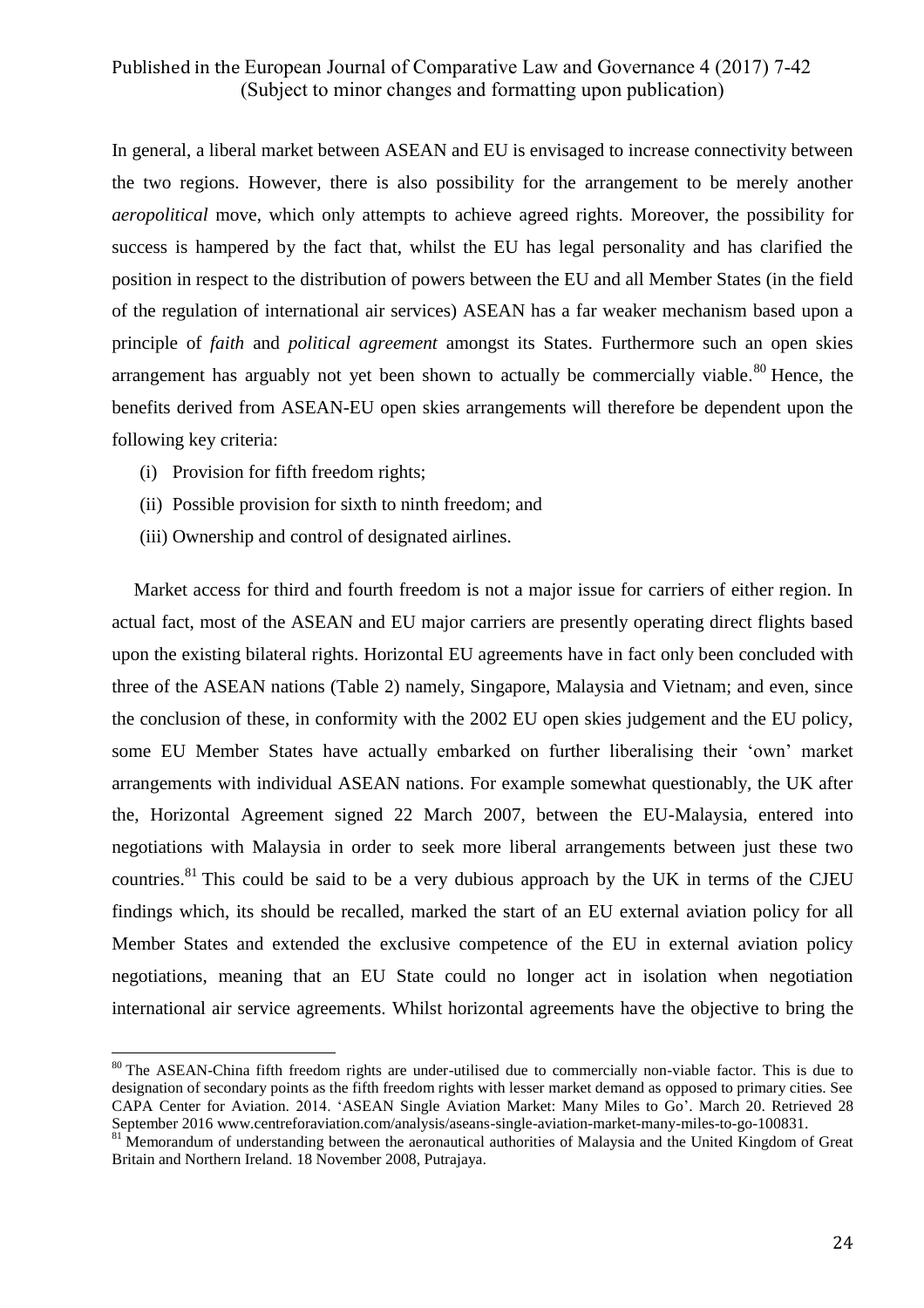In general, a liberal market between ASEAN and EU is envisaged to increase connectivity between the two regions. However, there is also possibility for the arrangement to be merely another *aeropolitical* move, which only attempts to achieve agreed rights. Moreover, the possibility for success is hampered by the fact that, whilst the EU has legal personality and has clarified the position in respect to the distribution of powers between the EU and all Member States (in the field of the regulation of international air services) ASEAN has a far weaker mechanism based upon a principle of *faith* and *political agreement* amongst its States. Furthermore such an open skies arrangement has arguably not yet been shown to actually be commercially viable.[80] Hence, the benefits derived from ASEAN-EU open skies arrangements will therefore be dependent upon the following key criteria:

(i) Provision for fifth freedom rights;

(ii) Possible provision for sixth to ninth freedom; and

(iii) Ownership and control of designated airlines.

Market access for third and fourth freedom is not a major issue for carriers of either region. In actual fact, most of the ASEAN and EU major carriers are presently operating direct flights based upon the existing bilateral rights. Horizontal EU agreements have in fact only been concluded with three of the ASEAN nations (Table 2) namely, Singapore, Malaysia and Vietnam; and even, since the conclusion of these, in conformity with the 2002 EU open skies judgement and the EU policy, some EU Member States have actually embarked on further liberalising their 'own' market arrangements with individual ASEAN nations. For example somewhat questionably, the UK after the, Horizontal Agreement signed 22 March 2007, between the EU-Malaysia, entered into negotiations with Malaysia in order to seek more liberal arrangements between just these two countries.[81] This could be said to be a very dubious approach by the UK in terms of the CJEU findings which, its should be recalled, marked the start of an EU external aviation policy for all Member States and extended the exclusive competence of the EU in external aviation policy negotiations, meaning that an EU State could no longer act in isolation when negotiation international air service agreements. Whilst horizontal agreements have the objective to bring the

[80] The ASEAN-China fifth freedom rights are under-utilised due to commercially non-viable factor. This is due to designation of secondary points as the fifth freedom rights with lesser market demand as opposed to primary cities. See CAPA Center for Aviation. 2014. 'ASEAN Single Aviation Market: Many Miles to Go'. March 20. Retrieved 28 September 2016 www.centreforaviation.com/analysis/aseans-single-aviation-market-many-miles-to-go-100831.

[81] Memorandum of understanding between the aeronautical authorities of Malaysia and the United Kingdom of Great Britain and Northern Ireland. 18 November 2008, Putrajaya.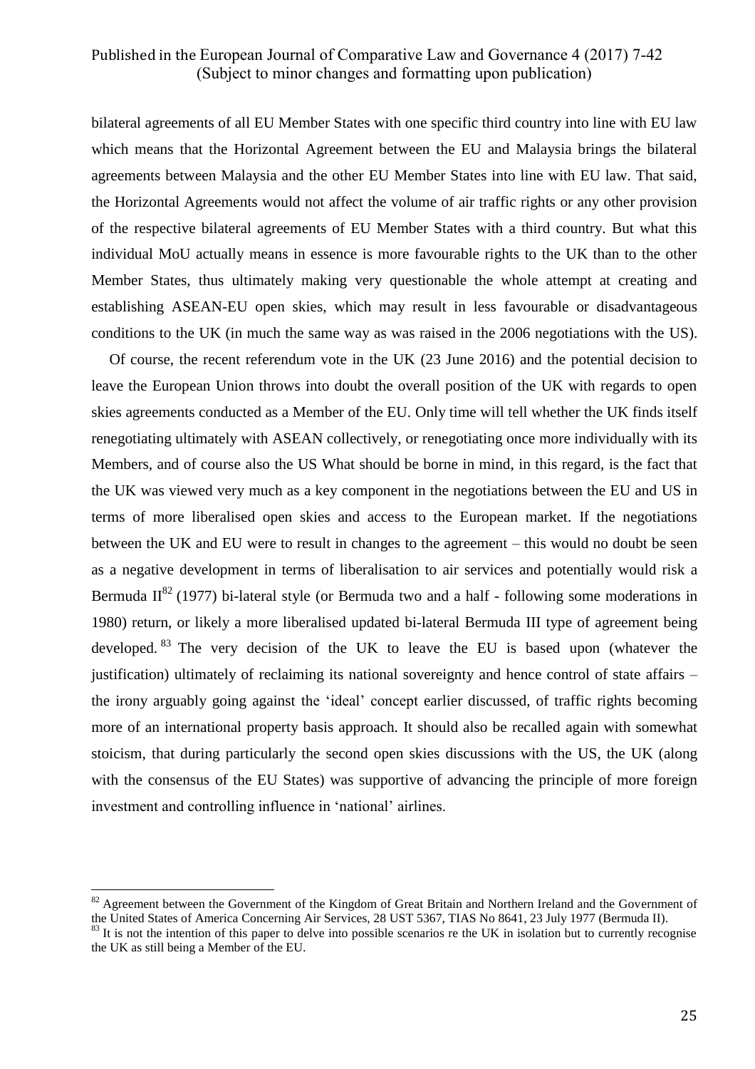bilateral agreements of all EU Member States with one specific third country into line with EU law which means that the Horizontal Agreement between the EU and Malaysia brings the bilateral agreements between Malaysia and the other EU Member States into line with EU law. That said, the Horizontal Agreements would not affect the volume of air traffic rights or any other provision of the respective bilateral agreements of EU Member States with a third country. But what this individual MoU actually means in essence is more favourable rights to the UK than to the other Member States, thus ultimately making very questionable the whole attempt at creating and establishing ASEAN-EU open skies, which may result in less favourable or disadvantageous conditions to the UK (in much the same way as was raised in the 2006 negotiations with the US).

Of course, the recent referendum vote in the UK (23 June 2016) and the potential decision to leave the European Union throws into doubt the overall position of the UK with regards to open skies agreements conducted as a Member of the EU. Only time will tell whether the UK finds itself renegotiating ultimately with ASEAN collectively, or renegotiating once more individually with its Members, and of course also the US What should be borne in mind, in this regard, is the fact that the UK was viewed very much as a key component in the negotiations between the EU and US in terms of more liberalised open skies and access to the European market. If the negotiations between the UK and EU were to result in changes to the agreement – this would no doubt be seen as a negative development in terms of liberalisation to air services and potentially would risk a Bermuda II[82] (1977) bi-lateral style (or Bermuda two and a half - following some moderations in 1980) return, or likely a more liberalised updated bi-lateral Bermuda III type of agreement being developed.[83] The very decision of the UK to leave the EU is based upon (whatever the justification) ultimately of reclaiming its national sovereignty and hence control of state affairs – the irony arguably going against the 'ideal' concept earlier discussed, of traffic rights becoming more of an international property basis approach. It should also be recalled again with somewhat stoicism, that during particularly the second open skies discussions with the US, the UK (along with the consensus of the EU States) was supportive of advancing the principle of more foreign investment and controlling influence in 'national' airlines.

---

[82] Agreement between the Government of the Kingdom of Great Britain and Northern Ireland and the Government of the United States of America Concerning Air Services, 28 UST 5367, TIAS No 8641, 23 July 1977 (Bermuda II).

[83] It is not the intention of this paper to delve into possible scenarios re the UK in isolation but to currently recognise the UK as still being a Member of the EU.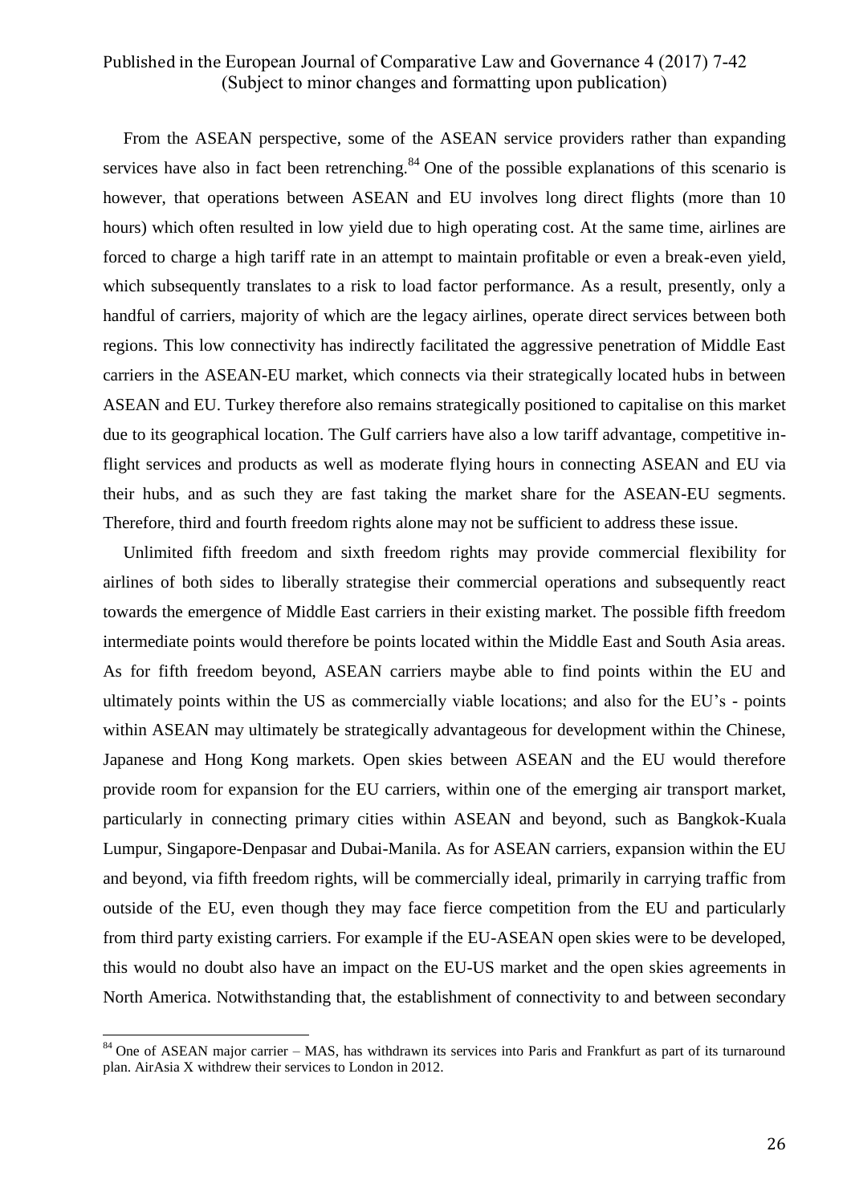From the ASEAN perspective, some of the ASEAN service providers rather than expanding services have also in fact been retrenching.[84] One of the possible explanations of this scenario is however, that operations between ASEAN and EU involves long direct flights (more than 10 hours) which often resulted in low yield due to high operating cost. At the same time, airlines are forced to charge a high tariff rate in an attempt to maintain profitable or even a break-even yield, which subsequently translates to a risk to load factor performance. As a result, presently, only a handful of carriers, majority of which are the legacy airlines, operate direct services between both regions. This low connectivity has indirectly facilitated the aggressive penetration of Middle East carriers in the ASEAN-EU market, which connects via their strategically located hubs in between ASEAN and EU. Turkey therefore also remains strategically positioned to capitalise on this market due to its geographical location. The Gulf carriers have also a low tariff advantage, competitive in-flight services and products as well as moderate flying hours in connecting ASEAN and EU via their hubs, and as such they are fast taking the market share for the ASEAN-EU segments. Therefore, third and fourth freedom rights alone may not be sufficient to address these issue.

Unlimited fifth freedom and sixth freedom rights may provide commercial flexibility for airlines of both sides to liberally strategise their commercial operations and subsequently react towards the emergence of Middle East carriers in their existing market. The possible fifth freedom intermediate points would therefore be points located within the Middle East and South Asia areas. As for fifth freedom beyond, ASEAN carriers maybe able to find points within the EU and ultimately points within the US as commercially viable locations; and also for the EU's - points within ASEAN may ultimately be strategically advantageous for development within the Chinese, Japanese and Hong Kong markets. Open skies between ASEAN and the EU would therefore provide room for expansion for the EU carriers, within one of the emerging air transport market, particularly in connecting primary cities within ASEAN and beyond, such as Bangkok-Kuala Lumpur, Singapore-Denpasar and Dubai-Manila. As for ASEAN carriers, expansion within the EU and beyond, via fifth freedom rights, will be commercially ideal, primarily in carrying traffic from outside of the EU, even though they may face fierce competition from the EU and particularly from third party existing carriers. For example if the EU-ASEAN open skies were to be developed, this would no doubt also have an impact on the EU-US market and the open skies agreements in North America. Notwithstanding that, the establishment of connectivity to and between secondary

[84] One of ASEAN major carrier – MAS, has withdrawn its services into Paris and Frankfurt as part of its turnaround plan. AirAsia X withdrew their services to London in 2012.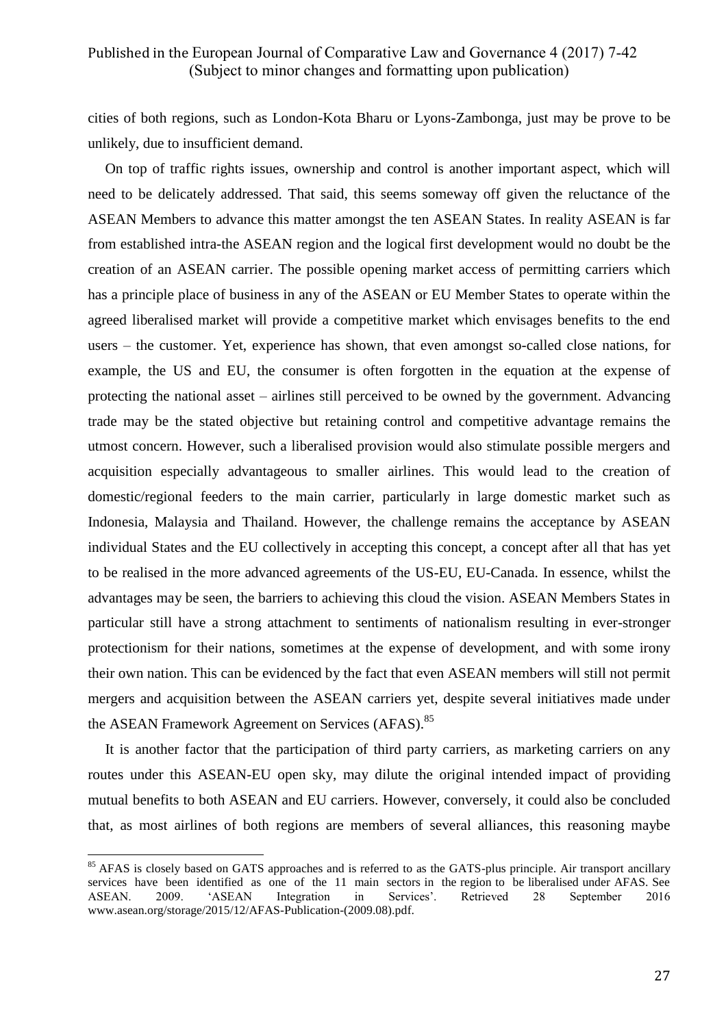cities of both regions, such as London-Kota Bharu or Lyons-Zambonga, just may be prove to be unlikely, due to insufficient demand.

On top of traffic rights issues, ownership and control is another important aspect, which will need to be delicately addressed. That said, this seems someway off given the reluctance of the ASEAN Members to advance this matter amongst the ten ASEAN States. In reality ASEAN is far from established intra-the ASEAN region and the logical first development would no doubt be the creation of an ASEAN carrier. The possible opening market access of permitting carriers which has a principle place of business in any of the ASEAN or EU Member States to operate within the agreed liberalised market will provide a competitive market which envisages benefits to the end users – the customer. Yet, experience has shown, that even amongst so-called close nations, for example, the US and EU, the consumer is often forgotten in the equation at the expense of protecting the national asset – airlines still perceived to be owned by the government. Advancing trade may be the stated objective but retaining control and competitive advantage remains the utmost concern. However, such a liberalised provision would also stimulate possible mergers and acquisition especially advantageous to smaller airlines. This would lead to the creation of domestic/regional feeders to the main carrier, particularly in large domestic market such as Indonesia, Malaysia and Thailand. However, the challenge remains the acceptance by ASEAN individual States and the EU collectively in accepting this concept, a concept after all that has yet to be realised in the more advanced agreements of the US-EU, EU-Canada. In essence, whilst the advantages may be seen, the barriers to achieving this cloud the vision. ASEAN Members States in particular still have a strong attachment to sentiments of nationalism resulting in ever-stronger protectionism for their nations, sometimes at the expense of development, and with some irony their own nation. This can be evidenced by the fact that even ASEAN members will still not permit mergers and acquisition between the ASEAN carriers yet, despite several initiatives made under the ASEAN Framework Agreement on Services (AFAS).[85]

It is another factor that the participation of third party carriers, as marketing carriers on any routes under this ASEAN-EU open sky, may dilute the original intended impact of providing mutual benefits to both ASEAN and EU carriers. However, conversely, it could also be concluded that, as most airlines of both regions are members of several alliances, this reasoning maybe

---

[85] AFAS is closely based on GATS approaches and is referred to as the GATS-plus principle. Air transport ancillary services have been identified as one of the 11 main sectors in the region to be liberalised under AFAS. See ASEAN. 2009. 'ASEAN Integration in Services'. Retrieved 28 September 2016 www.asean.org/storage/2015/12/AFAS-Publication-(2009.08).pdf.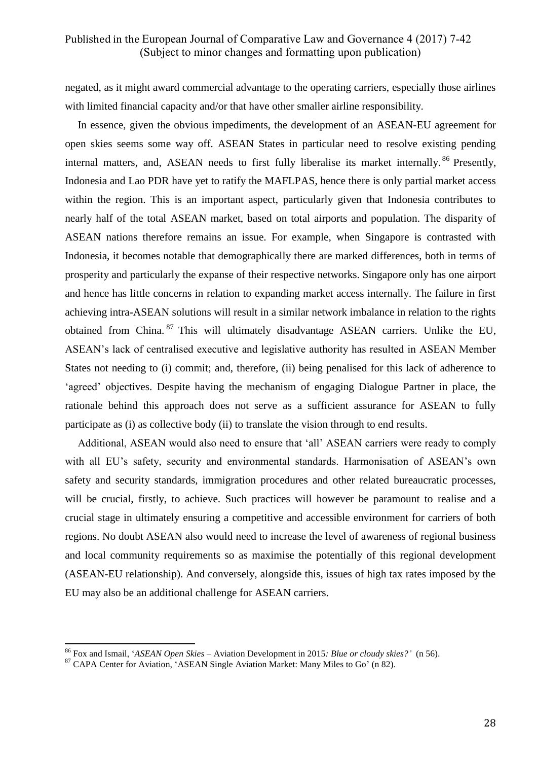negated, as it might award commercial advantage to the operating carriers, especially those airlines with limited financial capacity and/or that have other smaller airline responsibility.

In essence, given the obvious impediments, the development of an ASEAN-EU agreement for open skies seems some way off. ASEAN States in particular need to resolve existing pending internal matters, and, ASEAN needs to first fully liberalise its market internally.[86] Presently, Indonesia and Lao PDR have yet to ratify the MAFLPAS, hence there is only partial market access within the region. This is an important aspect, particularly given that Indonesia contributes to nearly half of the total ASEAN market, based on total airports and population. The disparity of ASEAN nations therefore remains an issue. For example, when Singapore is contrasted with Indonesia, it becomes notable that demographically there are marked differences, both in terms of prosperity and particularly the expanse of their respective networks. Singapore only has one airport and hence has little concerns in relation to expanding market access internally. The failure in first achieving intra-ASEAN solutions will result in a similar network imbalance in relation to the rights obtained from China.[87] This will ultimately disadvantage ASEAN carriers. Unlike the EU, ASEAN's lack of centralised executive and legislative authority has resulted in ASEAN Member States not needing to (i) commit; and, therefore, (ii) being penalised for this lack of adherence to 'agreed' objectives. Despite having the mechanism of engaging Dialogue Partner in place, the rationale behind this approach does not serve as a sufficient assurance for ASEAN to fully participate as (i) as collective body (ii) to translate the vision through to end results.

Additional, ASEAN would also need to ensure that 'all' ASEAN carriers were ready to comply with all EU's safety, security and environmental standards. Harmonisation of ASEAN's own safety and security standards, immigration procedures and other related bureaucratic processes, will be crucial, firstly, to achieve. Such practices will however be paramount to realise and a crucial stage in ultimately ensuring a competitive and accessible environment for carriers of both regions. No doubt ASEAN also would need to increase the level of awareness of regional business and local community requirements so as maximise the potentially of this regional development (ASEAN-EU relationship). And conversely, alongside this, issues of high tax rates imposed by the EU may also be an additional challenge for ASEAN carriers.

---

[86] Fox and Ismail, '*ASEAN Open Skies* – Aviation Development in 2015*: Blue or cloudy skies?'* (n 56).

[87] CAPA Center for Aviation, 'ASEAN Single Aviation Market: Many Miles to Go' (n 82).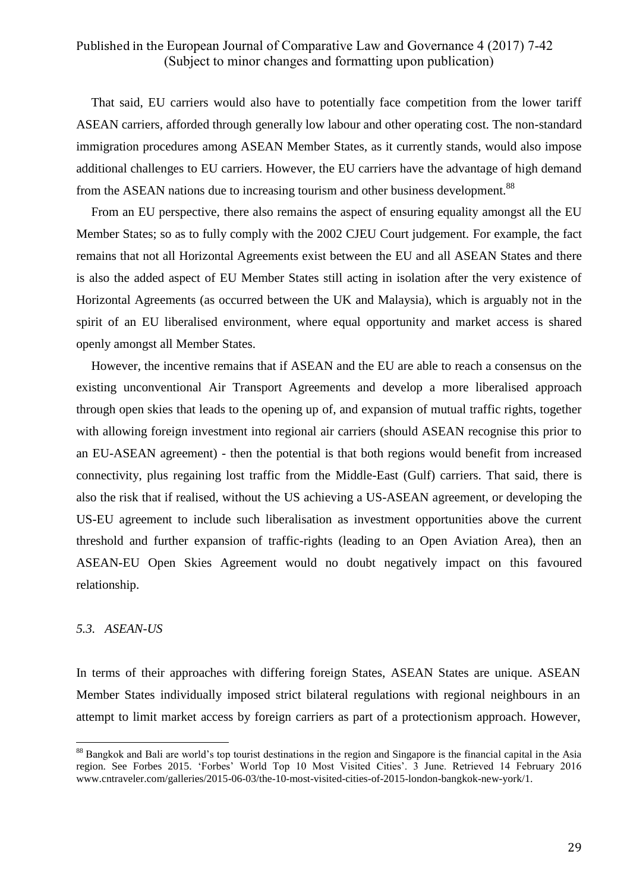That said, EU carriers would also have to potentially face competition from the lower tariff ASEAN carriers, afforded through generally low labour and other operating cost. The non-standard immigration procedures among ASEAN Member States, as it currently stands, would also impose additional challenges to EU carriers. However, the EU carriers have the advantage of high demand from the ASEAN nations due to increasing tourism and other business development.[88]

From an EU perspective, there also remains the aspect of ensuring equality amongst all the EU Member States; so as to fully comply with the 2002 CJEU Court judgement. For example, the fact remains that not all Horizontal Agreements exist between the EU and all ASEAN States and there is also the added aspect of EU Member States still acting in isolation after the very existence of Horizontal Agreements (as occurred between the UK and Malaysia), which is arguably not in the spirit of an EU liberalised environment, where equal opportunity and market access is shared openly amongst all Member States.

However, the incentive remains that if ASEAN and the EU are able to reach a consensus on the existing unconventional Air Transport Agreements and develop a more liberalised approach through open skies that leads to the opening up of, and expansion of mutual traffic rights, together with allowing foreign investment into regional air carriers (should ASEAN recognise this prior to an EU-ASEAN agreement) - then the potential is that both regions would benefit from increased connectivity, plus regaining lost traffic from the Middle-East (Gulf) carriers. That said, there is also the risk that if realised, without the US achieving a US-ASEAN agreement, or developing the US-EU agreement to include such liberalisation as investment opportunities above the current threshold and further expansion of traffic-rights (leading to an Open Aviation Area), then an ASEAN-EU Open Skies Agreement would no doubt negatively impact on this favoured relationship.

### *5.3. ASEAN-US*

In terms of their approaches with differing foreign States, ASEAN States are unique. ASEAN Member States individually imposed strict bilateral regulations with regional neighbours in an attempt to limit market access by foreign carriers as part of a protectionism approach. However,

---

[88] Bangkok and Bali are world's top tourist destinations in the region and Singapore is the financial capital in the Asia region. See Forbes 2015. 'Forbes' World Top 10 Most Visited Cities'. 3 June. Retrieved 14 February 2016 www.cntraveler.com/galleries/2015-06-03/the-10-most-visited-cities-of-2015-london-bangkok-new-york/1.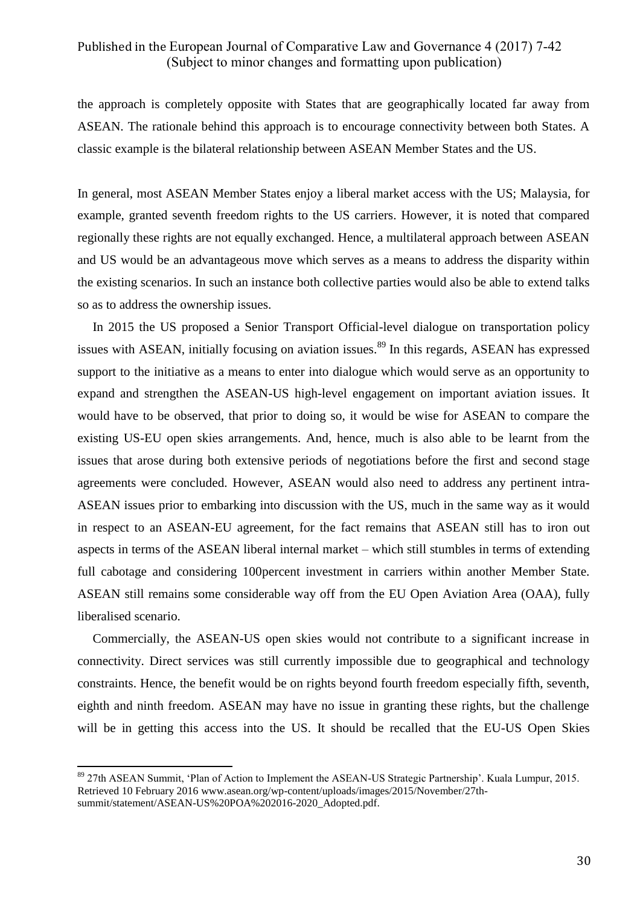the approach is completely opposite with States that are geographically located far away from ASEAN. The rationale behind this approach is to encourage connectivity between both States. A classic example is the bilateral relationship between ASEAN Member States and the US.

In general, most ASEAN Member States enjoy a liberal market access with the US; Malaysia, for example, granted seventh freedom rights to the US carriers. However, it is noted that compared regionally these rights are not equally exchanged. Hence, a multilateral approach between ASEAN and US would be an advantageous move which serves as a means to address the disparity within the existing scenarios. In such an instance both collective parties would also be able to extend talks so as to address the ownership issues.

In 2015 the US proposed a Senior Transport Official-level dialogue on transportation policy issues with ASEAN, initially focusing on aviation issues.[89] In this regards, ASEAN has expressed support to the initiative as a means to enter into dialogue which would serve as an opportunity to expand and strengthen the ASEAN-US high-level engagement on important aviation issues. It would have to be observed, that prior to doing so, it would be wise for ASEAN to compare the existing US-EU open skies arrangements. And, hence, much is also able to be learnt from the issues that arose during both extensive periods of negotiations before the first and second stage agreements were concluded. However, ASEAN would also need to address any pertinent intra-ASEAN issues prior to embarking into discussion with the US, much in the same way as it would in respect to an ASEAN-EU agreement, for the fact remains that ASEAN still has to iron out aspects in terms of the ASEAN liberal internal market – which still stumbles in terms of extending full cabotage and considering 100percent investment in carriers within another Member State. ASEAN still remains some considerable way off from the EU Open Aviation Area (OAA), fully liberalised scenario.

Commercially, the ASEAN-US open skies would not contribute to a significant increase in connectivity. Direct services was still currently impossible due to geographical and technology constraints. Hence, the benefit would be on rights beyond fourth freedom especially fifth, seventh, eighth and ninth freedom. ASEAN may have no issue in granting these rights, but the challenge will be in getting this access into the US. It should be recalled that the EU-US Open Skies

[89] 27th ASEAN Summit, 'Plan of Action to Implement the ASEAN-US Strategic Partnership'. Kuala Lumpur, 2015. Retrieved 10 February 2016 www.asean.org/wp-content/uploads/images/2015/November/27th-summit/statement/ASEAN-US%20POA%202016-2020_Adopted.pdf.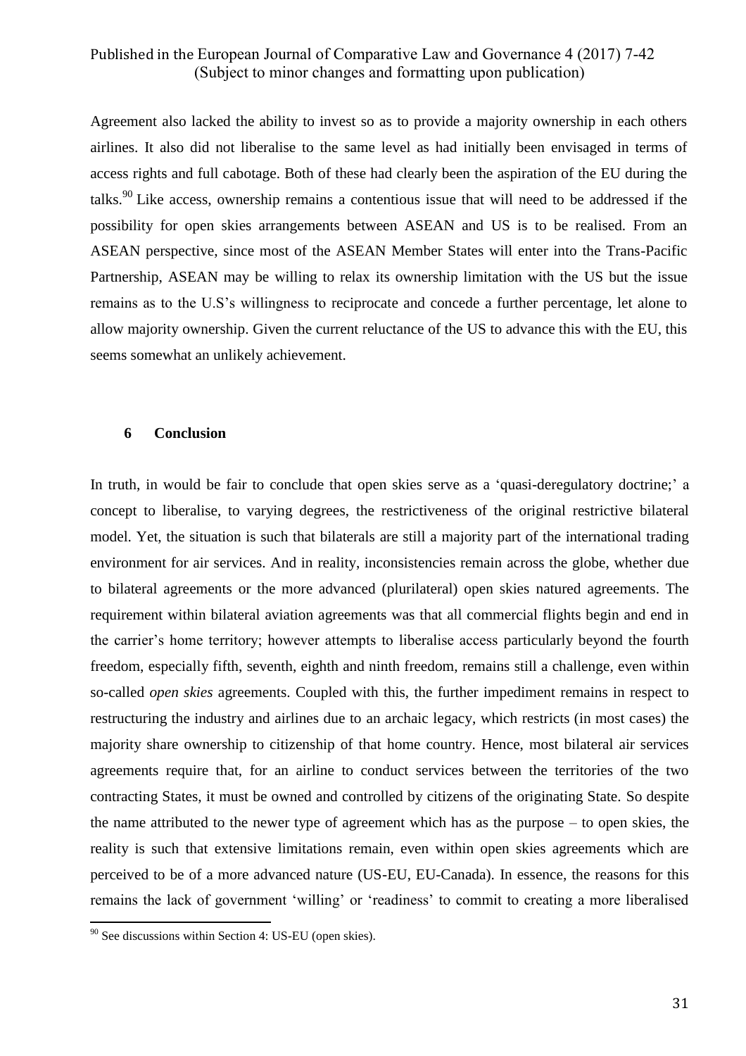Agreement also lacked the ability to invest so as to provide a majority ownership in each others airlines. It also did not liberalise to the same level as had initially been envisaged in terms of access rights and full cabotage. Both of these had clearly been the aspiration of the EU during the talks.[90] Like access, ownership remains a contentious issue that will need to be addressed if the possibility for open skies arrangements between ASEAN and US is to be realised. From an ASEAN perspective, since most of the ASEAN Member States will enter into the Trans-Pacific Partnership, ASEAN may be willing to relax its ownership limitation with the US but the issue remains as to the U.S's willingness to reciprocate and concede a further percentage, let alone to allow majority ownership. Given the current reluctance of the US to advance this with the EU, this seems somewhat an unlikely achievement.

## 6 Conclusion

In truth, in would be fair to conclude that open skies serve as a 'quasi-deregulatory doctrine;' a concept to liberalise, to varying degrees, the restrictiveness of the original restrictive bilateral model. Yet, the situation is such that bilaterals are still a majority part of the international trading environment for air services. And in reality, inconsistencies remain across the globe, whether due to bilateral agreements or the more advanced (plurilateral) open skies natured agreements. The requirement within bilateral aviation agreements was that all commercial flights begin and end in the carrier's home territory; however attempts to liberalise access particularly beyond the fourth freedom, especially fifth, seventh, eighth and ninth freedom, remains still a challenge, even within so-called *open skies* agreements. Coupled with this, the further impediment remains in respect to restructuring the industry and airlines due to an archaic legacy, which restricts (in most cases) the majority share ownership to citizenship of that home country. Hence, most bilateral air services agreements require that, for an airline to conduct services between the territories of the two contracting States, it must be owned and controlled by citizens of the originating State. So despite the name attributed to the newer type of agreement which has as the purpose – to open skies, the reality is such that extensive limitations remain, even within open skies agreements which are perceived to be of a more advanced nature (US-EU, EU-Canada). In essence, the reasons for this remains the lack of government 'willing' or 'readiness' to commit to creating a more liberalised

[90] See discussions within Section 4: US-EU (open skies).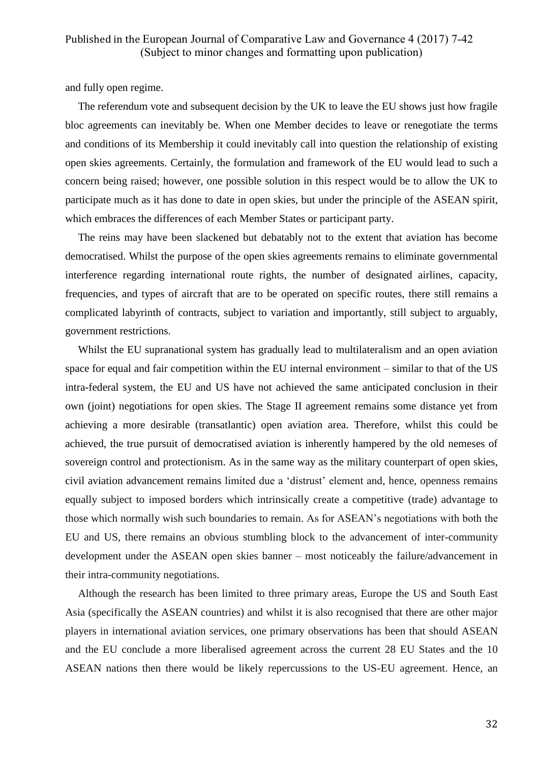and fully open regime.

The referendum vote and subsequent decision by the UK to leave the EU shows just how fragile bloc agreements can inevitably be. When one Member decides to leave or renegotiate the terms and conditions of its Membership it could inevitably call into question the relationship of existing open skies agreements. Certainly, the formulation and framework of the EU would lead to such a concern being raised; however, one possible solution in this respect would be to allow the UK to participate much as it has done to date in open skies, but under the principle of the ASEAN spirit, which embraces the differences of each Member States or participant party.

The reins may have been slackened but debatably not to the extent that aviation has become democratised. Whilst the purpose of the open skies agreements remains to eliminate governmental interference regarding international route rights, the number of designated airlines, capacity, frequencies, and types of aircraft that are to be operated on specific routes, there still remains a complicated labyrinth of contracts, subject to variation and importantly, still subject to arguably, government restrictions.

Whilst the EU supranational system has gradually lead to multilateralism and an open aviation space for equal and fair competition within the EU internal environment – similar to that of the US intra-federal system, the EU and US have not achieved the same anticipated conclusion in their own (joint) negotiations for open skies. The Stage II agreement remains some distance yet from achieving a more desirable (transatlantic) open aviation area. Therefore, whilst this could be achieved, the true pursuit of democratised aviation is inherently hampered by the old nemeses of sovereign control and protectionism. As in the same way as the military counterpart of open skies, civil aviation advancement remains limited due a 'distrust' element and, hence, openness remains equally subject to imposed borders which intrinsically create a competitive (trade) advantage to those which normally wish such boundaries to remain. As for ASEAN's negotiations with both the EU and US, there remains an obvious stumbling block to the advancement of inter-community development under the ASEAN open skies banner – most noticeably the failure/advancement in their intra-community negotiations.

Although the research has been limited to three primary areas, Europe the US and South East Asia (specifically the ASEAN countries) and whilst it is also recognised that there are other major players in international aviation services, one primary observations has been that should ASEAN and the EU conclude a more liberalised agreement across the current 28 EU States and the 10 ASEAN nations then there would be likely repercussions to the US-EU agreement. Hence, an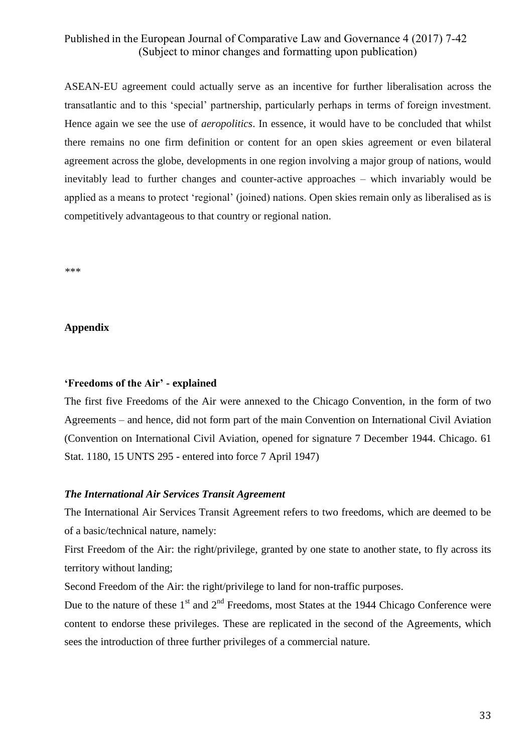ASEAN-EU agreement could actually serve as an incentive for further liberalisation across the transatlantic and to this 'special' partnership, particularly perhaps in terms of foreign investment. Hence again we see the use of *aeropolitics*. In essence, it would have to be concluded that whilst there remains no one firm definition or content for an open skies agreement or even bilateral agreement across the globe, developments in one region involving a major group of nations, would inevitably lead to further changes and counter-active approaches – which invariably would be applied as a means to protect 'regional' (joined) nations. Open skies remain only as liberalised as is competitively advantageous to that country or regional nation.

\*\*\*

## Appendix

### 'Freedoms of the Air' - explained

The first five Freedoms of the Air were annexed to the Chicago Convention, in the form of two Agreements – and hence, did not form part of the main Convention on International Civil Aviation (Convention on International Civil Aviation, opened for signature 7 December 1944. Chicago. 61 Stat. 1180, 15 UNTS 295 - entered into force 7 April 1947)

### *The International Air Services Transit Agreement*

The International Air Services Transit Agreement refers to two freedoms, which are deemed to be of a basic/technical nature, namely:

First Freedom of the Air: the right/privilege, granted by one state to another state, to fly across its territory without landing;

Second Freedom of the Air: the right/privilege to land for non-traffic purposes.

Due to the nature of these 1st and 2nd Freedoms, most States at the 1944 Chicago Conference were content to endorse these privileges. These are replicated in the second of the Agreements, which sees the introduction of three further privileges of a commercial nature.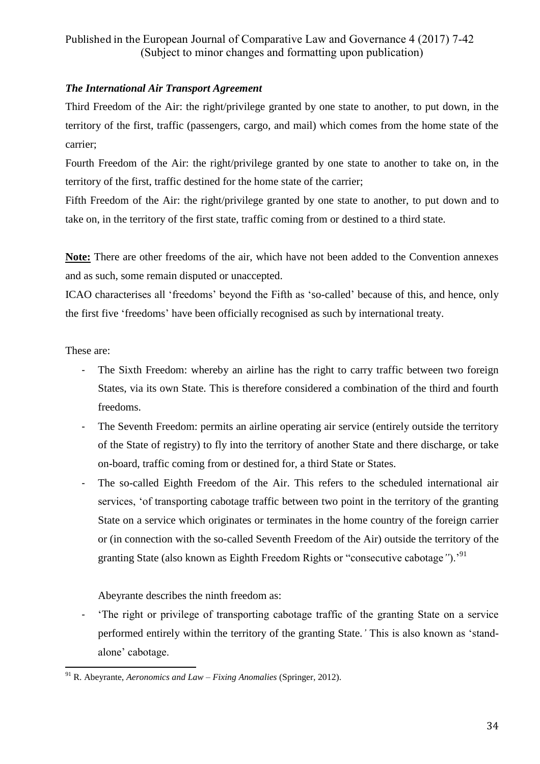### *The International Air Transport Agreement*

Third Freedom of the Air: the right/privilege granted by one state to another, to put down, in the territory of the first, traffic (passengers, cargo, and mail) which comes from the home state of the carrier;

Fourth Freedom of the Air: the right/privilege granted by one state to another to take on, in the territory of the first, traffic destined for the home state of the carrier;

Fifth Freedom of the Air: the right/privilege granted by one state to another, to put down and to take on, in the territory of the first state, traffic coming from or destined to a third state.

**Note:** There are other freedoms of the air, which have not been added to the Convention annexes and as such, some remain disputed or unaccepted.

ICAO characterises all 'freedoms' beyond the Fifth as 'so-called' because of this, and hence, only the first five 'freedoms' have been officially recognised as such by international treaty.

These are:

- The Sixth Freedom: whereby an airline has the right to carry traffic between two foreign States, via its own State. This is therefore considered a combination of the third and fourth freedoms.
- The Seventh Freedom: permits an airline operating air service (entirely outside the territory of the State of registry) to fly into the territory of another State and there discharge, or take on-board, traffic coming from or destined for, a third State or States.
- The so-called Eighth Freedom of the Air. This refers to the scheduled international air services, 'of transporting cabotage traffic between two point in the territory of the granting State on a service which originates or terminates in the home country of the foreign carrier or (in connection with the so-called Seventh Freedom of the Air) outside the territory of the granting State (also known as Eighth Freedom Rights or "consecutive cabotage").'[91]

  Abeyrante describes the ninth freedom as:

- 'The right or privilege of transporting cabotage traffic of the granting State on a service performed entirely within the territory of the granting State.' This is also known as 'stand-alone' cabotage.

---

[91] R. Abeyrante, *Aeronomics and Law – Fixing Anomalies* (Springer, 2012).